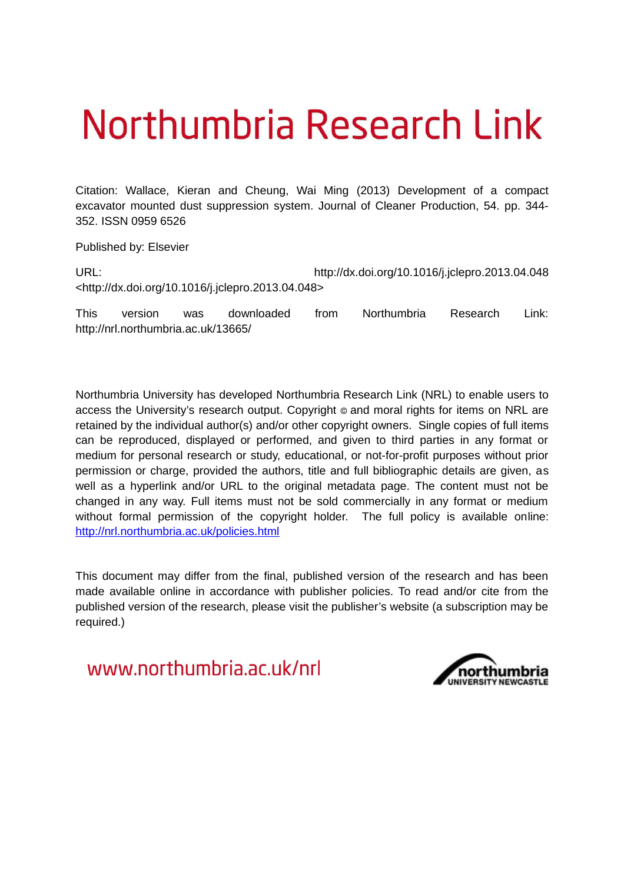# Northumbria Research Link

Citation: Wallace, Kieran and Cheung, Wai Ming (2013) Development of a compact excavator mounted dust suppression system. Journal of Cleaner Production, 54. pp. 344-352. ISSN 0959 6526

Published by: Elsevier

URL: http://dx.doi.org/10.1016/j.jclepro.2013.04.048 <http://dx.doi.org/10.1016/j.jclepro.2013.04.048>

This version was downloaded from Northumbria Research Link: http://nrl.northumbria.ac.uk/13665/

Northumbria University has developed Northumbria Research Link (NRL) to enable users to access the University's research output. Copyright © and moral rights for items on NRL are retained by the individual author(s) and/or other copyright owners. Single copies of full items can be reproduced, displayed or performed, and given to third parties in any format or medium for personal research or study, educational, or not-for-profit purposes without prior permission or charge, provided the authors, title and full bibliographic details are given, as well as a hyperlink and/or URL to the original metadata page. The content must not be changed in any way. Full items must not be sold commercially in any format or medium without formal permission of the copyright holder. The full policy is available online: http://nrl.northumbria.ac.uk/policies.html

This document may differ from the final, published version of the research and has been made available online in accordance with publisher policies. To read and/or cite from the published version of the research, please visit the publisher's website (a subscription may be required.)

www.northumbria.ac.uk/nrl

northumbria UNIVERSITY NEWCASTLE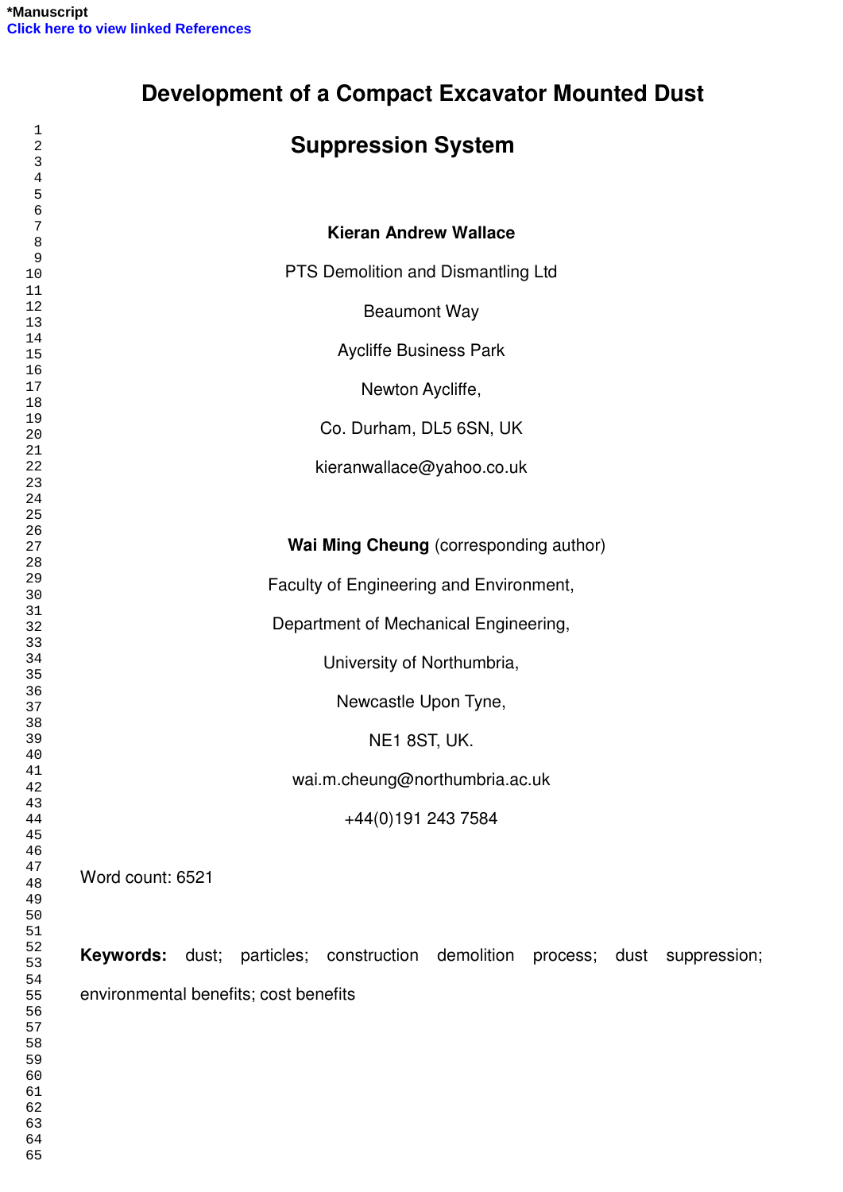*Manuscript

Click here to view linked References

# Development of a Compact Excavator Mounted Dust Suppression System

**Kieran Andrew Wallace**

PTS Demolition and Dismantling Ltd

Beaumont Way

Aycliffe Business Park

Newton Aycliffe,

Co. Durham, DL5 6SN, UK

kieranwallace@yahoo.co.uk

**Wai Ming Cheung** (corresponding author)

Faculty of Engineering and Environment,

Department of Mechanical Engineering,

University of Northumbria,

Newcastle Upon Tyne,

NE1 8ST, UK.

wai.m.cheung@northumbria.ac.uk

+44(0)191 243 7584

Word count: 6521

**Keywords:** dust; particles; construction demolition process; dust suppression; environmental benefits; cost benefits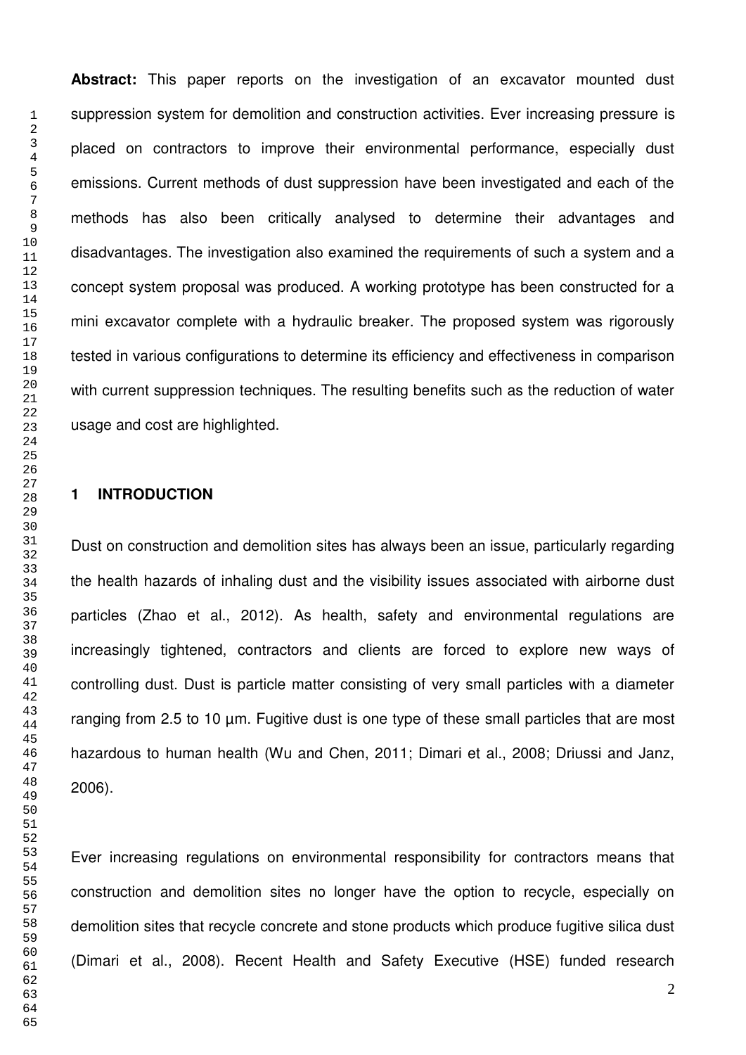**Abstract:** This paper reports on the investigation of an excavator mounted dust suppression system for demolition and construction activities. Ever increasing pressure is placed on contractors to improve their environmental performance, especially dust emissions. Current methods of dust suppression have been investigated and each of the methods has also been critically analysed to determine their advantages and disadvantages. The investigation also examined the requirements of such a system and a concept system proposal was produced. A working prototype has been constructed for a mini excavator complete with a hydraulic breaker. The proposed system was rigorously tested in various configurations to determine its efficiency and effectiveness in comparison with current suppression techniques. The resulting benefits such as the reduction of water usage and cost are highlighted.

## 1 INTRODUCTION

Dust on construction and demolition sites has always been an issue, particularly regarding the health hazards of inhaling dust and the visibility issues associated with airborne dust particles (Zhao et al., 2012). As health, safety and environmental regulations are increasingly tightened, contractors and clients are forced to explore new ways of controlling dust. Dust is particle matter consisting of very small particles with a diameter ranging from 2.5 to 10 µm. Fugitive dust is one type of these small particles that are most hazardous to human health (Wu and Chen, 2011; Dimari et al., 2008; Driussi and Janz, 2006).

Ever increasing regulations on environmental responsibility for contractors means that construction and demolition sites no longer have the option to recycle, especially on demolition sites that recycle concrete and stone products which produce fugitive silica dust (Dimari et al., 2008). Recent Health and Safety Executive (HSE) funded research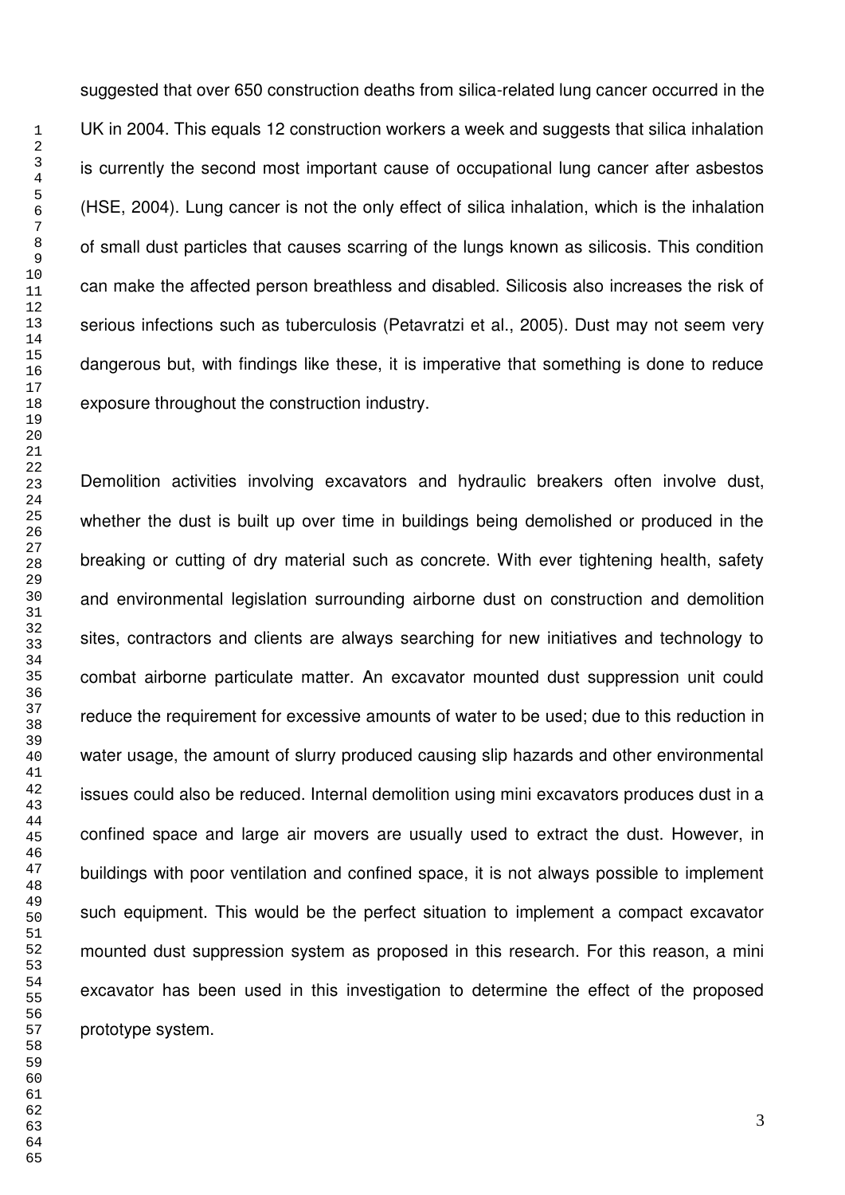suggested that over 650 construction deaths from silica-related lung cancer occurred in the UK in 2004. This equals 12 construction workers a week and suggests that silica inhalation is currently the second most important cause of occupational lung cancer after asbestos (HSE, 2004). Lung cancer is not the only effect of silica inhalation, which is the inhalation of small dust particles that causes scarring of the lungs known as silicosis. This condition can make the affected person breathless and disabled. Silicosis also increases the risk of serious infections such as tuberculosis (Petavratzi et al., 2005). Dust may not seem very dangerous but, with findings like these, it is imperative that something is done to reduce exposure throughout the construction industry.

Demolition activities involving excavators and hydraulic breakers often involve dust, whether the dust is built up over time in buildings being demolished or produced in the breaking or cutting of dry material such as concrete. With ever tightening health, safety and environmental legislation surrounding airborne dust on construction and demolition sites, contractors and clients are always searching for new initiatives and technology to combat airborne particulate matter. An excavator mounted dust suppression unit could reduce the requirement for excessive amounts of water to be used; due to this reduction in water usage, the amount of slurry produced causing slip hazards and other environmental issues could also be reduced. Internal demolition using mini excavators produces dust in a confined space and large air movers are usually used to extract the dust. However, in buildings with poor ventilation and confined space, it is not always possible to implement such equipment. This would be the perfect situation to implement a compact excavator mounted dust suppression system as proposed in this research. For this reason, a mini excavator has been used in this investigation to determine the effect of the proposed prototype system.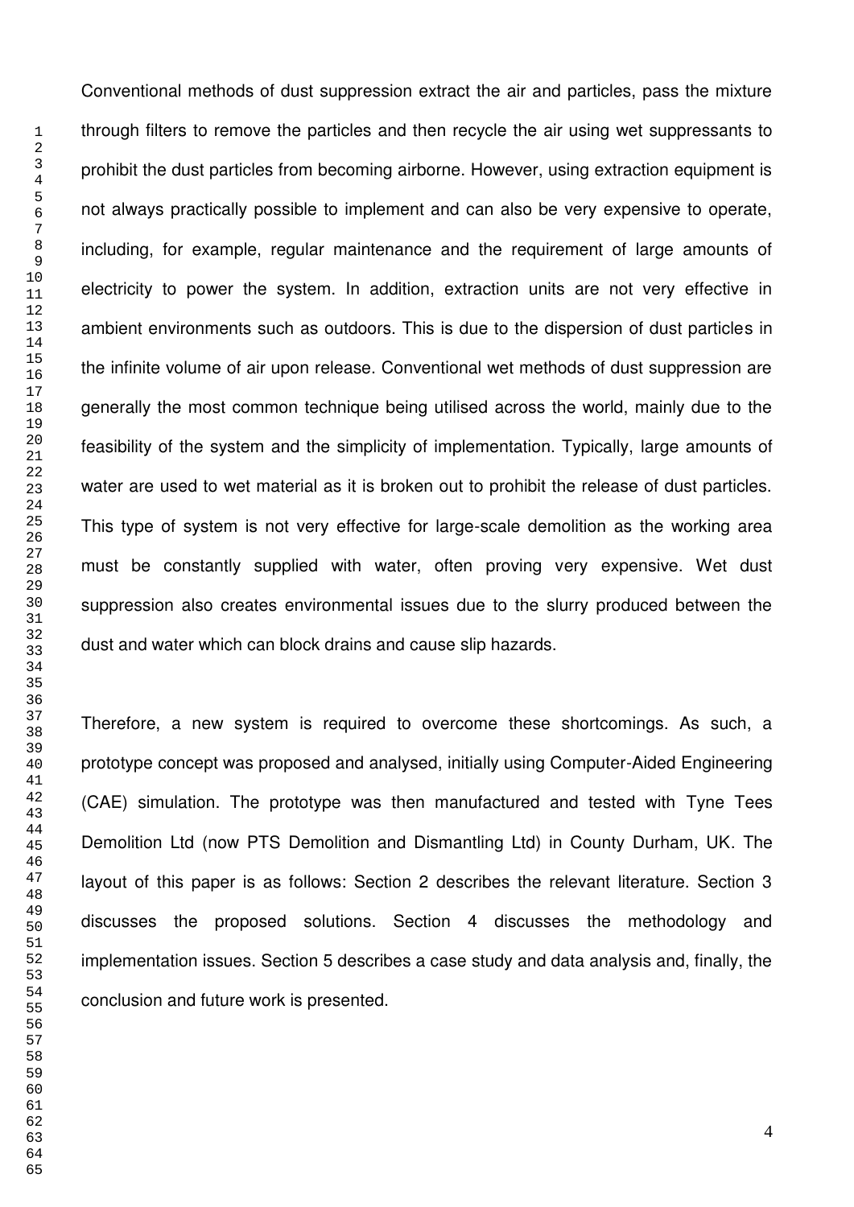Conventional methods of dust suppression extract the air and particles, pass the mixture through filters to remove the particles and then recycle the air using wet suppressants to prohibit the dust particles from becoming airborne. However, using extraction equipment is not always practically possible to implement and can also be very expensive to operate, including, for example, regular maintenance and the requirement of large amounts of electricity to power the system. In addition, extraction units are not very effective in ambient environments such as outdoors. This is due to the dispersion of dust particles in the infinite volume of air upon release. Conventional wet methods of dust suppression are generally the most common technique being utilised across the world, mainly due to the feasibility of the system and the simplicity of implementation. Typically, large amounts of water are used to wet material as it is broken out to prohibit the release of dust particles. This type of system is not very effective for large-scale demolition as the working area must be constantly supplied with water, often proving very expensive. Wet dust suppression also creates environmental issues due to the slurry produced between the dust and water which can block drains and cause slip hazards.

Therefore, a new system is required to overcome these shortcomings. As such, a prototype concept was proposed and analysed, initially using Computer-Aided Engineering (CAE) simulation. The prototype was then manufactured and tested with Tyne Tees Demolition Ltd (now PTS Demolition and Dismantling Ltd) in County Durham, UK. The layout of this paper is as follows: Section 2 describes the relevant literature. Section 3 discusses the proposed solutions. Section 4 discusses the methodology and implementation issues. Section 5 describes a case study and data analysis and, finally, the conclusion and future work is presented.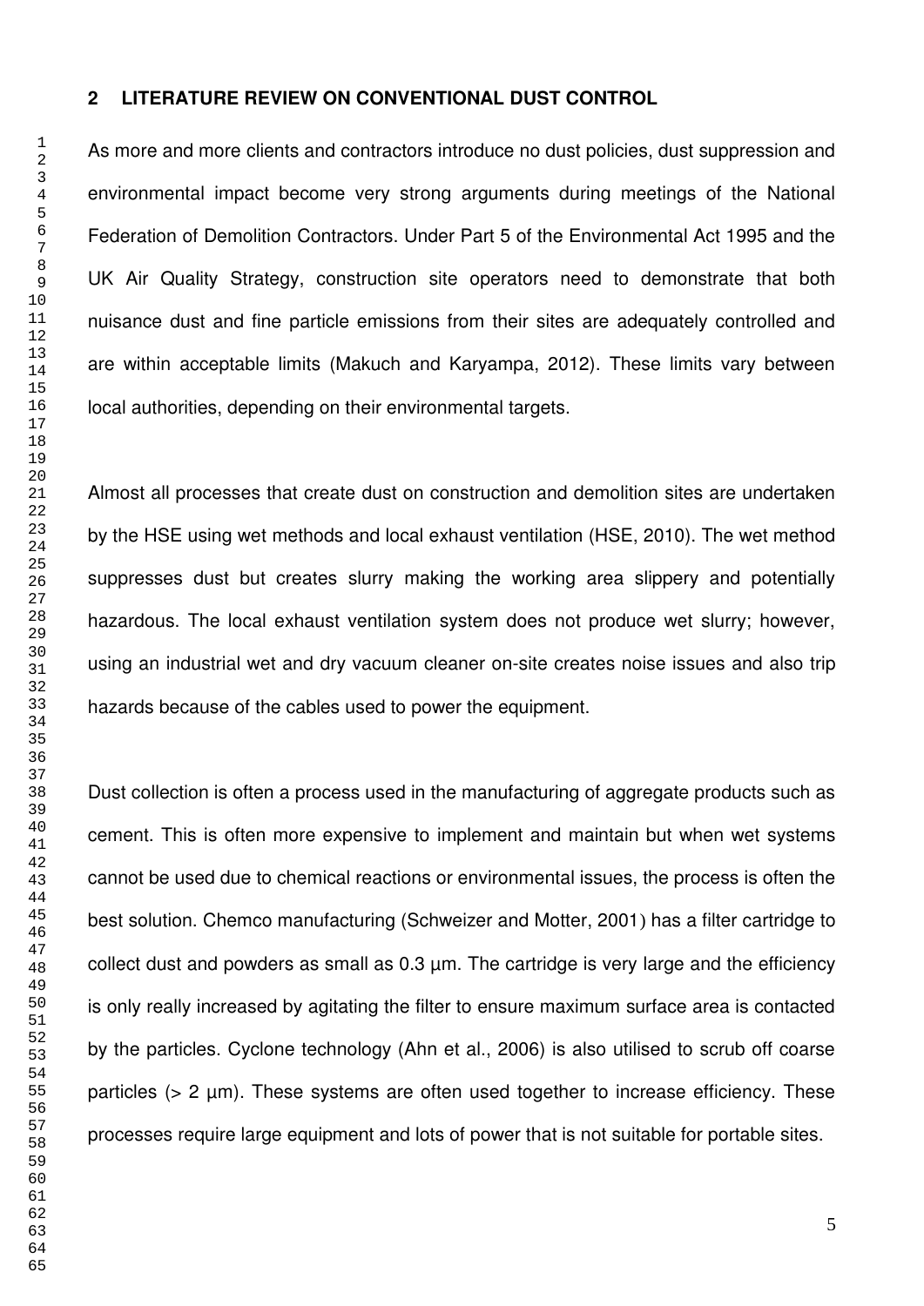## 2 LITERATURE REVIEW ON CONVENTIONAL DUST CONTROL

As more and more clients and contractors introduce no dust policies, dust suppression and environmental impact become very strong arguments during meetings of the National Federation of Demolition Contractors. Under Part 5 of the Environmental Act 1995 and the UK Air Quality Strategy, construction site operators need to demonstrate that both nuisance dust and fine particle emissions from their sites are adequately controlled and are within acceptable limits (Makuch and Karyampa, 2012). These limits vary between local authorities, depending on their environmental targets.

Almost all processes that create dust on construction and demolition sites are undertaken by the HSE using wet methods and local exhaust ventilation (HSE, 2010). The wet method suppresses dust but creates slurry making the working area slippery and potentially hazardous. The local exhaust ventilation system does not produce wet slurry; however, using an industrial wet and dry vacuum cleaner on-site creates noise issues and also trip hazards because of the cables used to power the equipment.

Dust collection is often a process used in the manufacturing of aggregate products such as cement. This is often more expensive to implement and maintain but when wet systems cannot be used due to chemical reactions or environmental issues, the process is often the best solution. Chemco manufacturing (Schweizer and Motter, 2001) has a filter cartridge to collect dust and powders as small as 0.3 µm. The cartridge is very large and the efficiency is only really increased by agitating the filter to ensure maximum surface area is contacted by the particles. Cyclone technology (Ahn et al., 2006) is also utilised to scrub off coarse particles (> 2 µm). These systems are often used together to increase efficiency. These processes require large equipment and lots of power that is not suitable for portable sites.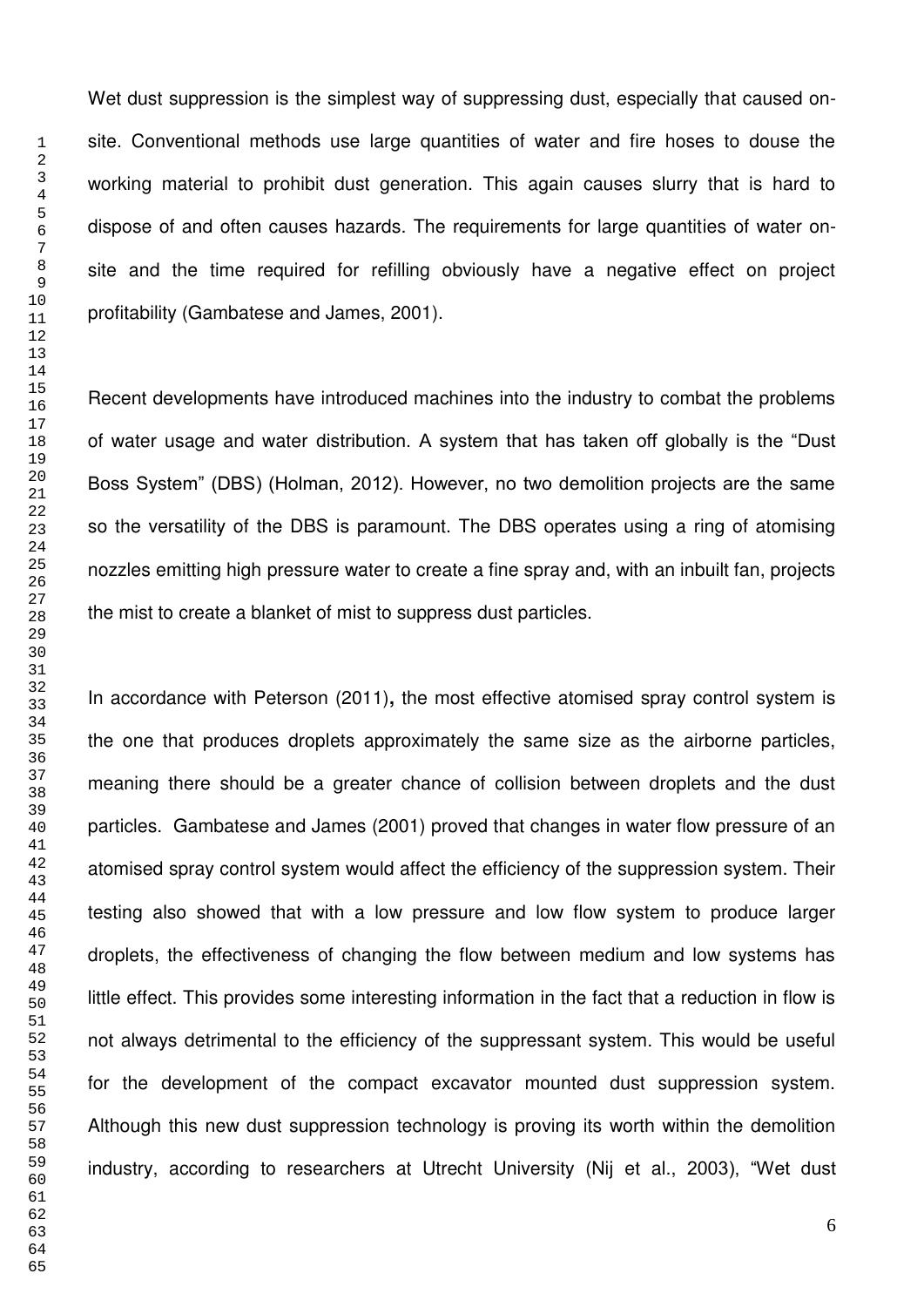Wet dust suppression is the simplest way of suppressing dust, especially that caused on-site. Conventional methods use large quantities of water and fire hoses to douse the working material to prohibit dust generation. This again causes slurry that is hard to dispose of and often causes hazards. The requirements for large quantities of water on-site and the time required for refilling obviously have a negative effect on project profitability (Gambatese and James, 2001).

Recent developments have introduced machines into the industry to combat the problems of water usage and water distribution. A system that has taken off globally is the "Dust Boss System" (DBS) (Holman, 2012). However, no two demolition projects are the same so the versatility of the DBS is paramount. The DBS operates using a ring of atomising nozzles emitting high pressure water to create a fine spray and, with an inbuilt fan, projects the mist to create a blanket of mist to suppress dust particles.

In accordance with Peterson (2011)**,** the most effective atomised spray control system is the one that produces droplets approximately the same size as the airborne particles, meaning there should be a greater chance of collision between droplets and the dust particles. Gambatese and James (2001) proved that changes in water flow pressure of an atomised spray control system would affect the efficiency of the suppression system. Their testing also showed that with a low pressure and low flow system to produce larger droplets, the effectiveness of changing the flow between medium and low systems has little effect. This provides some interesting information in the fact that a reduction in flow is not always detrimental to the efficiency of the suppressant system. This would be useful for the development of the compact excavator mounted dust suppression system. Although this new dust suppression technology is proving its worth within the demolition industry, according to researchers at Utrecht University (Nij et al., 2003), "Wet dust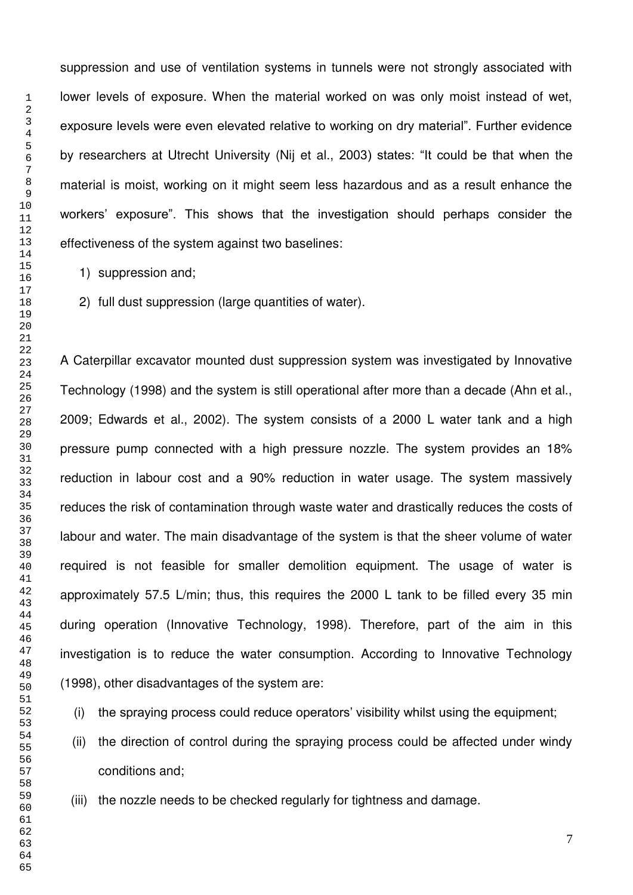suppression and use of ventilation systems in tunnels were not strongly associated with lower levels of exposure. When the material worked on was only moist instead of wet, exposure levels were even elevated relative to working on dry material". Further evidence by researchers at Utrecht University (Nij et al., 2003) states: "It could be that when the material is moist, working on it might seem less hazardous and as a result enhance the workers' exposure". This shows that the investigation should perhaps consider the effectiveness of the system against two baselines:

1) suppression and;
2) full dust suppression (large quantities of water).

A Caterpillar excavator mounted dust suppression system was investigated by Innovative Technology (1998) and the system is still operational after more than a decade (Ahn et al., 2009; Edwards et al., 2002). The system consists of a 2000 L water tank and a high pressure pump connected with a high pressure nozzle. The system provides an 18% reduction in labour cost and a 90% reduction in water usage. The system massively reduces the risk of contamination through waste water and drastically reduces the costs of labour and water. The main disadvantage of the system is that the sheer volume of water required is not feasible for smaller demolition equipment. The usage of water is approximately 57.5 L/min; thus, this requires the 2000 L tank to be filled every 35 min during operation (Innovative Technology, 1998). Therefore, part of the aim in this investigation is to reduce the water consumption. According to Innovative Technology (1998), other disadvantages of the system are:

(i) the spraying process could reduce operators' visibility whilst using the equipment;
(ii) the direction of control during the spraying process could be affected under windy conditions and;
(iii) the nozzle needs to be checked regularly for tightness and damage.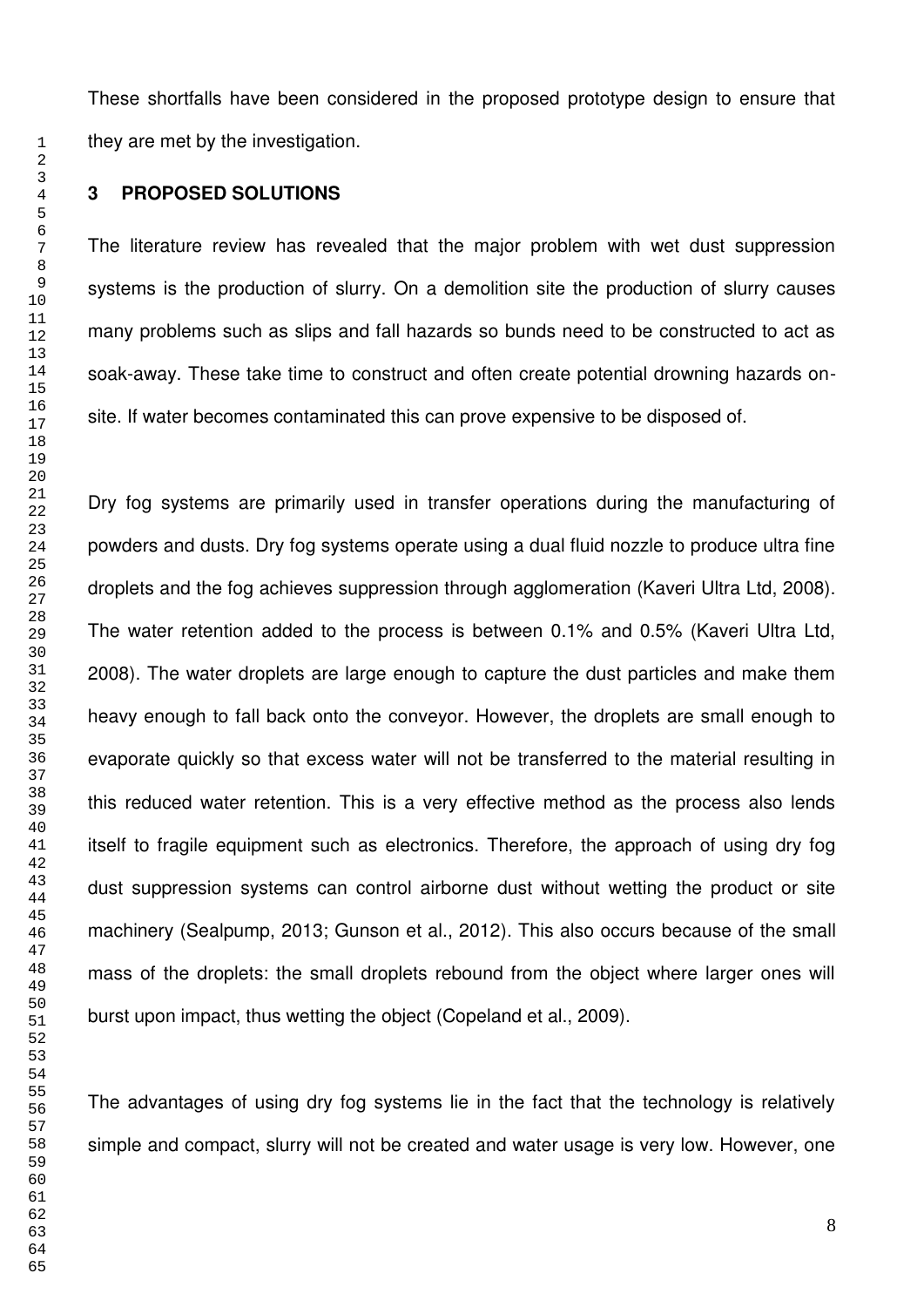These shortfalls have been considered in the proposed prototype design to ensure that they are met by the investigation.

## 3 PROPOSED SOLUTIONS

The literature review has revealed that the major problem with wet dust suppression systems is the production of slurry. On a demolition site the production of slurry causes many problems such as slips and fall hazards so bunds need to be constructed to act as soak-away. These take time to construct and often create potential drowning hazards on-site. If water becomes contaminated this can prove expensive to be disposed of.

Dry fog systems are primarily used in transfer operations during the manufacturing of powders and dusts. Dry fog systems operate using a dual fluid nozzle to produce ultra fine droplets and the fog achieves suppression through agglomeration (Kaveri Ultra Ltd, 2008). The water retention added to the process is between 0.1% and 0.5% (Kaveri Ultra Ltd, 2008). The water droplets are large enough to capture the dust particles and make them heavy enough to fall back onto the conveyor. However, the droplets are small enough to evaporate quickly so that excess water will not be transferred to the material resulting in this reduced water retention. This is a very effective method as the process also lends itself to fragile equipment such as electronics. Therefore, the approach of using dry fog dust suppression systems can control airborne dust without wetting the product or site machinery (Sealpump, 2013; Gunson et al., 2012). This also occurs because of the small mass of the droplets: the small droplets rebound from the object where larger ones will burst upon impact, thus wetting the object (Copeland et al., 2009).

The advantages of using dry fog systems lie in the fact that the technology is relatively simple and compact, slurry will not be created and water usage is very low. However, one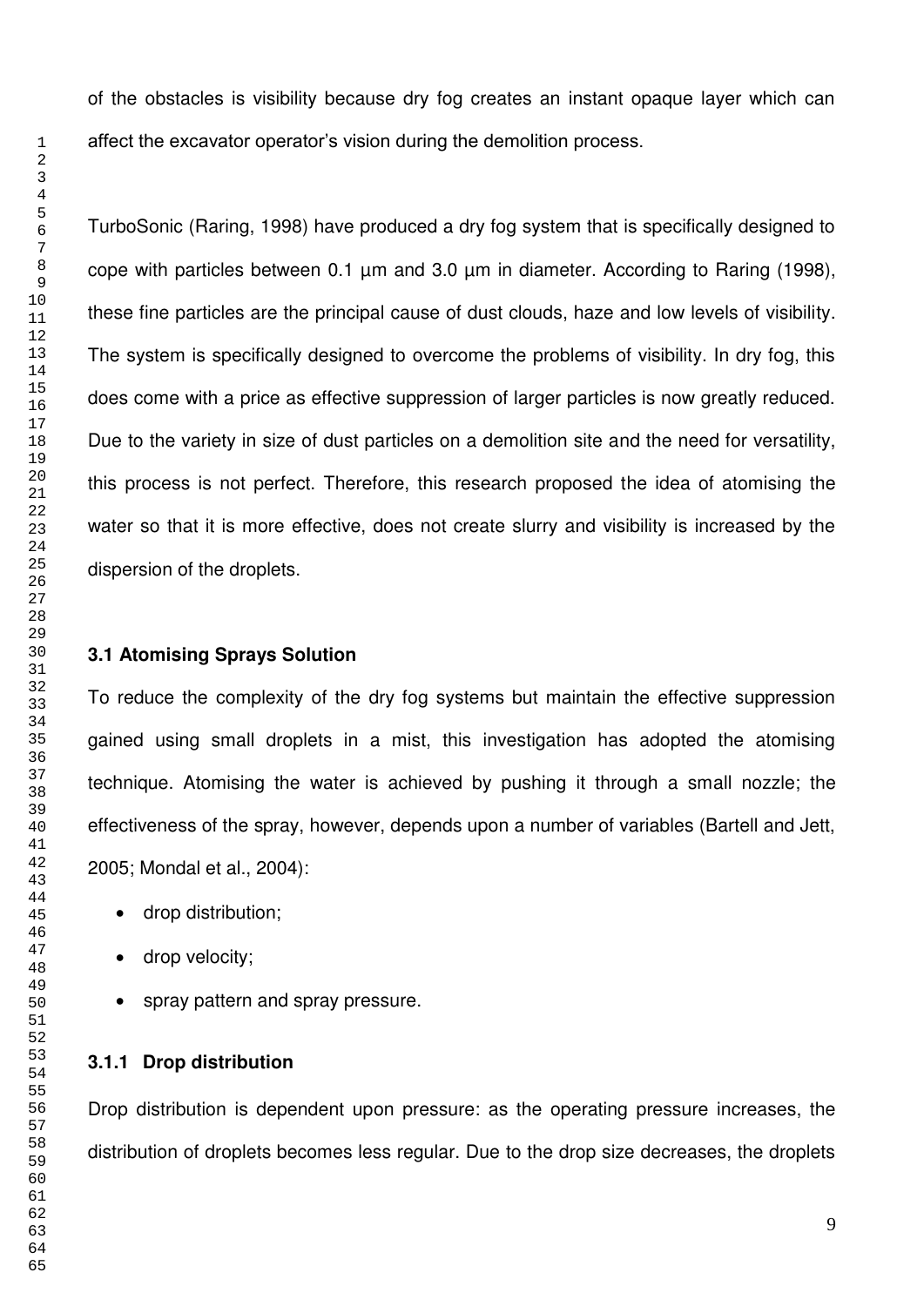of the obstacles is visibility because dry fog creates an instant opaque layer which can affect the excavator operator's vision during the demolition process.

TurboSonic (Raring, 1998) have produced a dry fog system that is specifically designed to cope with particles between 0.1 µm and 3.0 µm in diameter. According to Raring (1998), these fine particles are the principal cause of dust clouds, haze and low levels of visibility. The system is specifically designed to overcome the problems of visibility. In dry fog, this does come with a price as effective suppression of larger particles is now greatly reduced. Due to the variety in size of dust particles on a demolition site and the need for versatility, this process is not perfect. Therefore, this research proposed the idea of atomising the water so that it is more effective, does not create slurry and visibility is increased by the dispersion of the droplets.

### 3.1 Atomising Sprays Solution

To reduce the complexity of the dry fog systems but maintain the effective suppression gained using small droplets in a mist, this investigation has adopted the atomising technique. Atomising the water is achieved by pushing it through a small nozzle; the effectiveness of the spray, however, depends upon a number of variables (Bartell and Jett, 2005; Mondal et al., 2004):

- drop distribution;
- drop velocity;
- spray pattern and spray pressure.

#### 3.1.1 Drop distribution

Drop distribution is dependent upon pressure: as the operating pressure increases, the distribution of droplets becomes less regular. Due to the drop size decreases, the droplets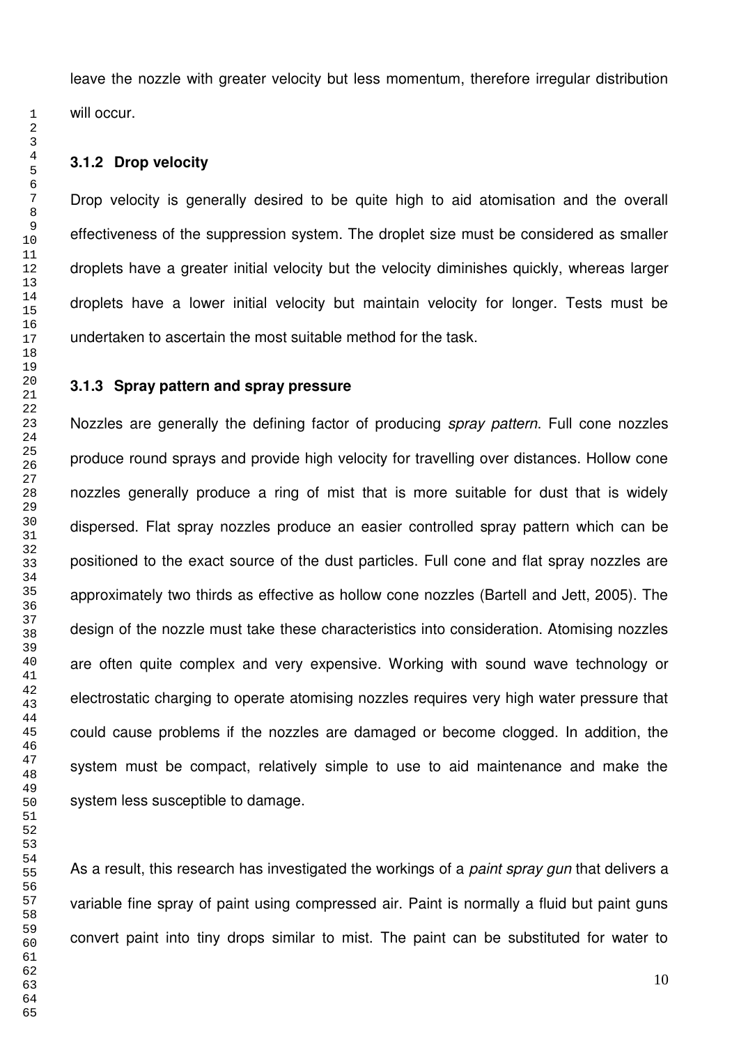leave the nozzle with greater velocity but less momentum, therefore irregular distribution will occur.

### 3.1.2 Drop velocity

Drop velocity is generally desired to be quite high to aid atomisation and the overall effectiveness of the suppression system. The droplet size must be considered as smaller droplets have a greater initial velocity but the velocity diminishes quickly, whereas larger droplets have a lower initial velocity but maintain velocity for longer. Tests must be undertaken to ascertain the most suitable method for the task.

### 3.1.3 Spray pattern and spray pressure

Nozzles are generally the defining factor of producing *spray pattern*. Full cone nozzles produce round sprays and provide high velocity for travelling over distances. Hollow cone nozzles generally produce a ring of mist that is more suitable for dust that is widely dispersed. Flat spray nozzles produce an easier controlled spray pattern which can be positioned to the exact source of the dust particles. Full cone and flat spray nozzles are approximately two thirds as effective as hollow cone nozzles (Bartell and Jett, 2005). The design of the nozzle must take these characteristics into consideration. Atomising nozzles are often quite complex and very expensive. Working with sound wave technology or electrostatic charging to operate atomising nozzles requires very high water pressure that could cause problems if the nozzles are damaged or become clogged. In addition, the system must be compact, relatively simple to use to aid maintenance and make the system less susceptible to damage.

As a result, this research has investigated the workings of a *paint spray gun* that delivers a variable fine spray of paint using compressed air. Paint is normally a fluid but paint guns convert paint into tiny drops similar to mist. The paint can be substituted for water to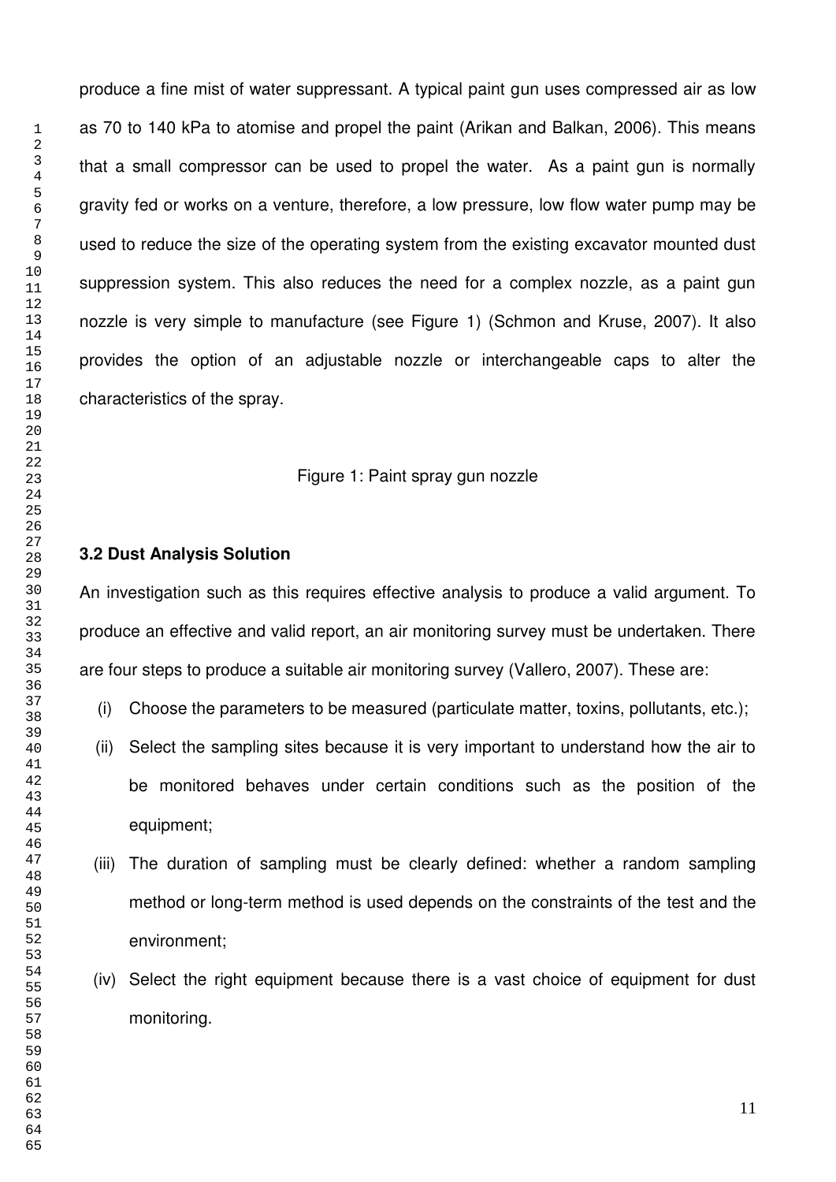produce a fine mist of water suppressant. A typical paint gun uses compressed air as low as 70 to 140 kPa to atomise and propel the paint (Arikan and Balkan, 2006). This means that a small compressor can be used to propel the water. As a paint gun is normally gravity fed or works on a venture, therefore, a low pressure, low flow water pump may be used to reduce the size of the operating system from the existing excavator mounted dust suppression system. This also reduces the need for a complex nozzle, as a paint gun nozzle is very simple to manufacture (see Figure 1) (Schmon and Kruse, 2007). It also provides the option of an adjustable nozzle or interchangeable caps to alter the characteristics of the spray.

Figure 1: Paint spray gun nozzle

### 3.2 Dust Analysis Solution

An investigation such as this requires effective analysis to produce a valid argument. To produce an effective and valid report, an air monitoring survey must be undertaken. There are four steps to produce a suitable air monitoring survey (Vallero, 2007). These are:

(i) Choose the parameters to be measured (particulate matter, toxins, pollutants, etc.);

(ii) Select the sampling sites because it is very important to understand how the air to be monitored behaves under certain conditions such as the position of the equipment;

(iii) The duration of sampling must be clearly defined: whether a random sampling method or long-term method is used depends on the constraints of the test and the environment;

(iv) Select the right equipment because there is a vast choice of equipment for dust monitoring.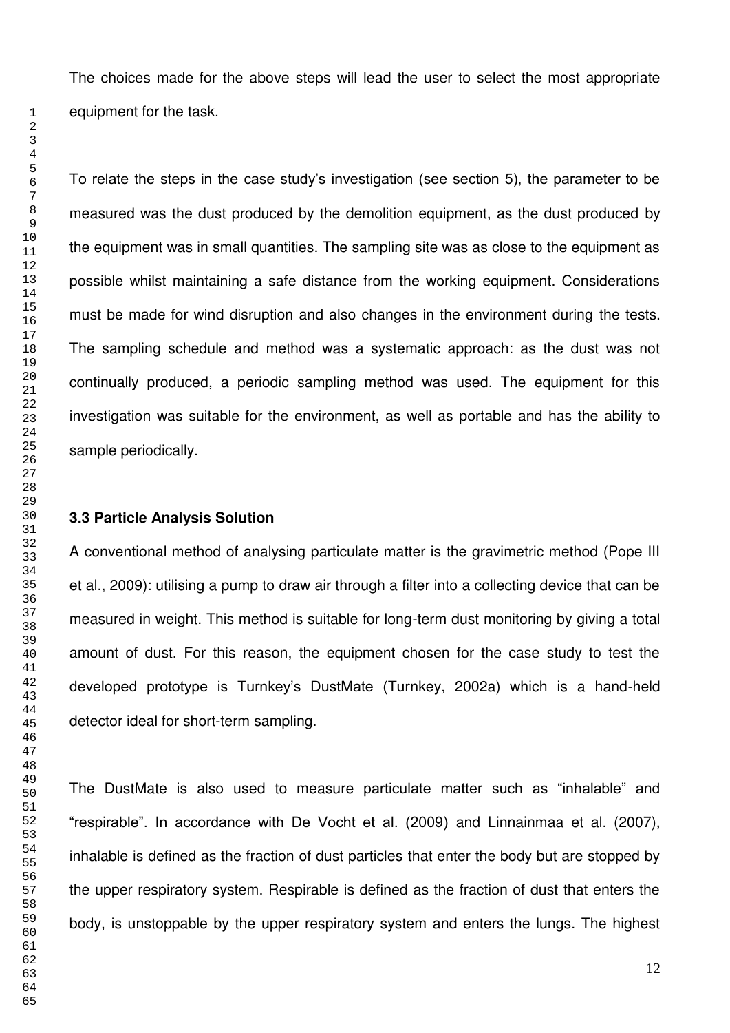The choices made for the above steps will lead the user to select the most appropriate equipment for the task.

To relate the steps in the case study's investigation (see section 5), the parameter to be measured was the dust produced by the demolition equipment, as the dust produced by the equipment was in small quantities. The sampling site was as close to the equipment as possible whilst maintaining a safe distance from the working equipment. Considerations must be made for wind disruption and also changes in the environment during the tests. The sampling schedule and method was a systematic approach: as the dust was not continually produced, a periodic sampling method was used. The equipment for this investigation was suitable for the environment, as well as portable and has the ability to sample periodically.

### 3.3 Particle Analysis Solution

A conventional method of analysing particulate matter is the gravimetric method (Pope III et al., 2009): utilising a pump to draw air through a filter into a collecting device that can be measured in weight. This method is suitable for long-term dust monitoring by giving a total amount of dust. For this reason, the equipment chosen for the case study to test the developed prototype is Turnkey's DustMate (Turnkey, 2002a) which is a hand-held detector ideal for short-term sampling.

The DustMate is also used to measure particulate matter such as "inhalable" and "respirable". In accordance with De Vocht et al. (2009) and Linnainmaa et al. (2007), inhalable is defined as the fraction of dust particles that enter the body but are stopped by the upper respiratory system. Respirable is defined as the fraction of dust that enters the body, is unstoppable by the upper respiratory system and enters the lungs. The highest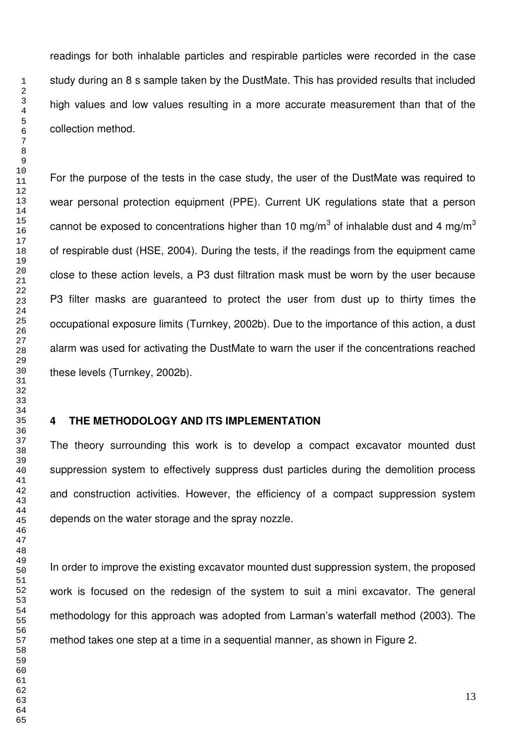readings for both inhalable particles and respirable particles were recorded in the case study during an 8 s sample taken by the DustMate. This has provided results that included high values and low values resulting in a more accurate measurement than that of the collection method.

For the purpose of the tests in the case study, the user of the DustMate was required to wear personal protection equipment (PPE). Current UK regulations state that a person cannot be exposed to concentrations higher than 10 mg/m$^3$ of inhalable dust and 4 mg/m$^3$ of respirable dust (HSE, 2004). During the tests, if the readings from the equipment came close to these action levels, a P3 dust filtration mask must be worn by the user because P3 filter masks are guaranteed to protect the user from dust up to thirty times the occupational exposure limits (Turnkey, 2002b). Due to the importance of this action, a dust alarm was used for activating the DustMate to warn the user if the concentrations reached these levels (Turnkey, 2002b).

## 4 THE METHODOLOGY AND ITS IMPLEMENTATION

The theory surrounding this work is to develop a compact excavator mounted dust suppression system to effectively suppress dust particles during the demolition process and construction activities. However, the efficiency of a compact suppression system depends on the water storage and the spray nozzle.

In order to improve the existing excavator mounted dust suppression system, the proposed work is focused on the redesign of the system to suit a mini excavator. The general methodology for this approach was adopted from Larman's waterfall method (2003). The method takes one step at a time in a sequential manner, as shown in Figure 2.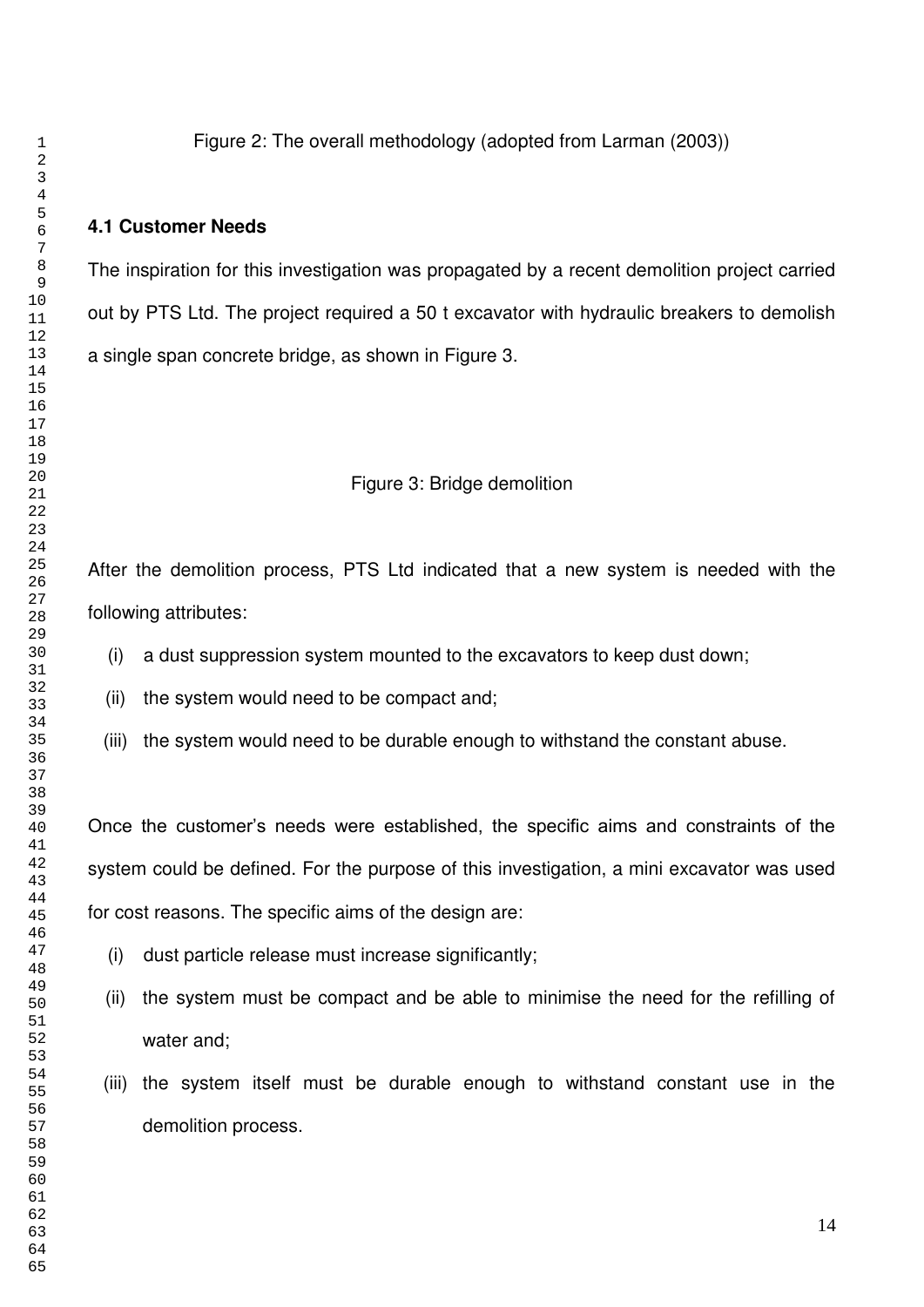Figure 2: The overall methodology (adopted from Larman (2003))

### 4.1 Customer Needs

The inspiration for this investigation was propagated by a recent demolition project carried out by PTS Ltd. The project required a 50 t excavator with hydraulic breakers to demolish a single span concrete bridge, as shown in Figure 3.

Figure 3: Bridge demolition

After the demolition process, PTS Ltd indicated that a new system is needed with the following attributes:

(i) a dust suppression system mounted to the excavators to keep dust down;

(ii) the system would need to be compact and;

(iii) the system would need to be durable enough to withstand the constant abuse.

Once the customer's needs were established, the specific aims and constraints of the system could be defined. For the purpose of this investigation, a mini excavator was used for cost reasons. The specific aims of the design are:

(i) dust particle release must increase significantly;

(ii) the system must be compact and be able to minimise the need for the refilling of water and;

(iii) the system itself must be durable enough to withstand constant use in the demolition process.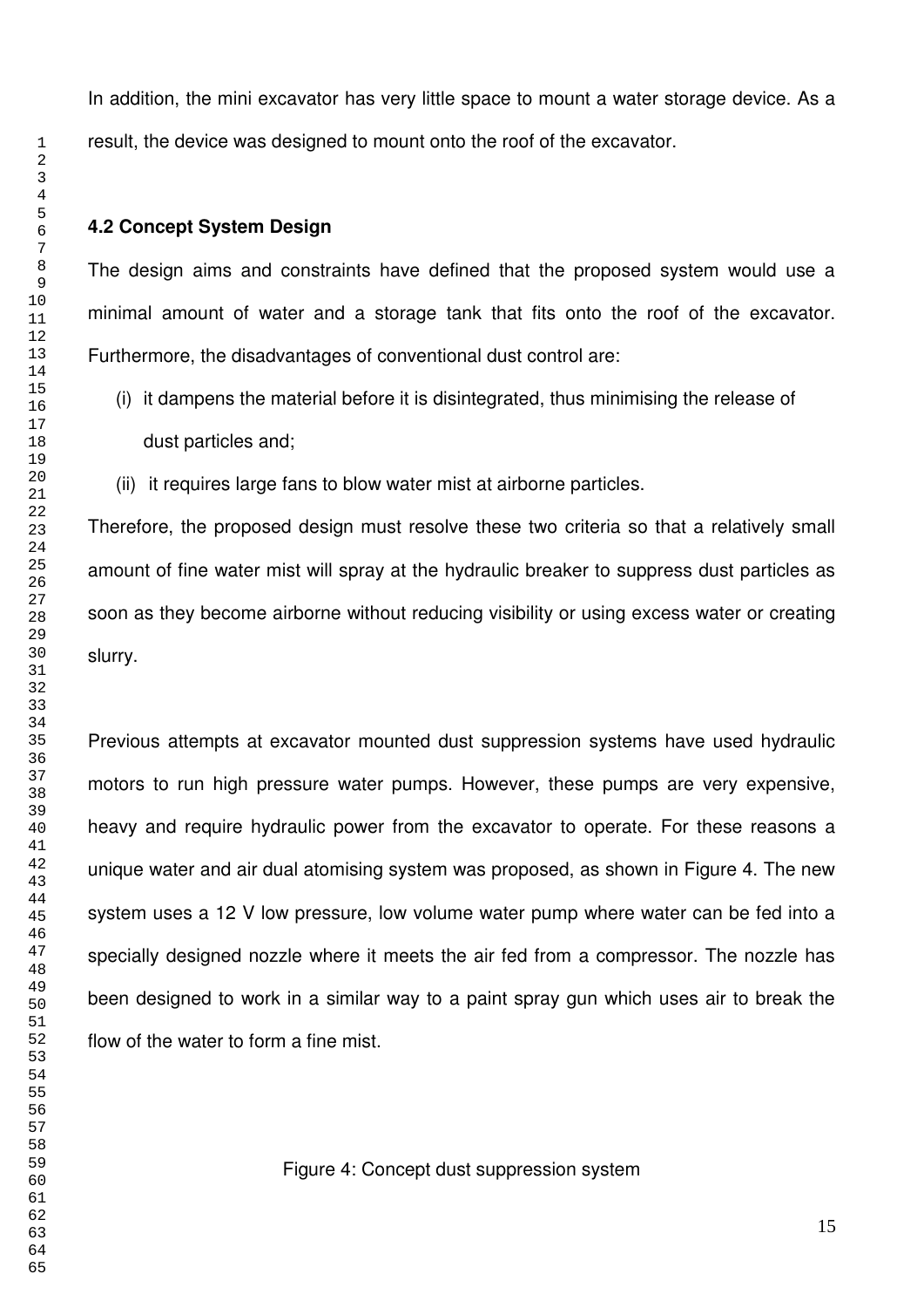In addition, the mini excavator has very little space to mount a water storage device. As a result, the device was designed to mount onto the roof of the excavator.

## 4.2 Concept System Design

The design aims and constraints have defined that the proposed system would use a minimal amount of water and a storage tank that fits onto the roof of the excavator. Furthermore, the disadvantages of conventional dust control are:

(i) it dampens the material before it is disintegrated, thus minimising the release of dust particles and;

(ii) it requires large fans to blow water mist at airborne particles.

Therefore, the proposed design must resolve these two criteria so that a relatively small amount of fine water mist will spray at the hydraulic breaker to suppress dust particles as soon as they become airborne without reducing visibility or using excess water or creating slurry.

Previous attempts at excavator mounted dust suppression systems have used hydraulic motors to run high pressure water pumps. However, these pumps are very expensive, heavy and require hydraulic power from the excavator to operate. For these reasons a unique water and air dual atomising system was proposed, as shown in Figure 4. The new system uses a 12 V low pressure, low volume water pump where water can be fed into a specially designed nozzle where it meets the air fed from a compressor. The nozzle has been designed to work in a similar way to a paint spray gun which uses air to break the flow of the water to form a fine mist.

Figure 4: Concept dust suppression system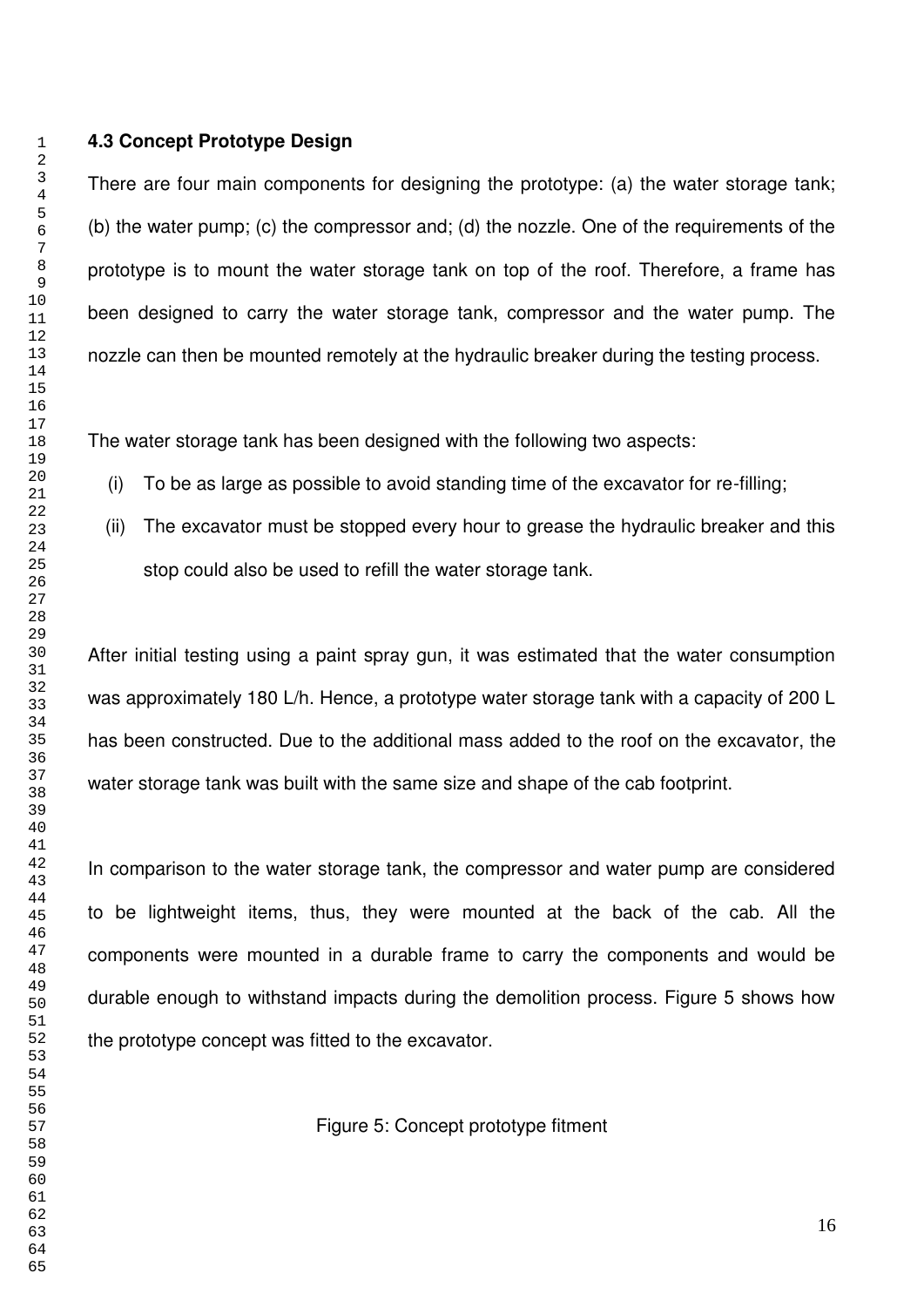### 4.3 Concept Prototype Design

There are four main components for designing the prototype: (a) the water storage tank; (b) the water pump; (c) the compressor and; (d) the nozzle. One of the requirements of the prototype is to mount the water storage tank on top of the roof. Therefore, a frame has been designed to carry the water storage tank, compressor and the water pump. The nozzle can then be mounted remotely at the hydraulic breaker during the testing process.

The water storage tank has been designed with the following two aspects:

(i) To be as large as possible to avoid standing time of the excavator for re-filling;

(ii) The excavator must be stopped every hour to grease the hydraulic breaker and this stop could also be used to refill the water storage tank.

After initial testing using a paint spray gun, it was estimated that the water consumption was approximately 180 L/h. Hence, a prototype water storage tank with a capacity of 200 L has been constructed. Due to the additional mass added to the roof on the excavator, the water storage tank was built with the same size and shape of the cab footprint.

In comparison to the water storage tank, the compressor and water pump are considered to be lightweight items, thus, they were mounted at the back of the cab. All the components were mounted in a durable frame to carry the components and would be durable enough to withstand impacts during the demolition process. Figure 5 shows how the prototype concept was fitted to the excavator.

Figure 5: Concept prototype fitment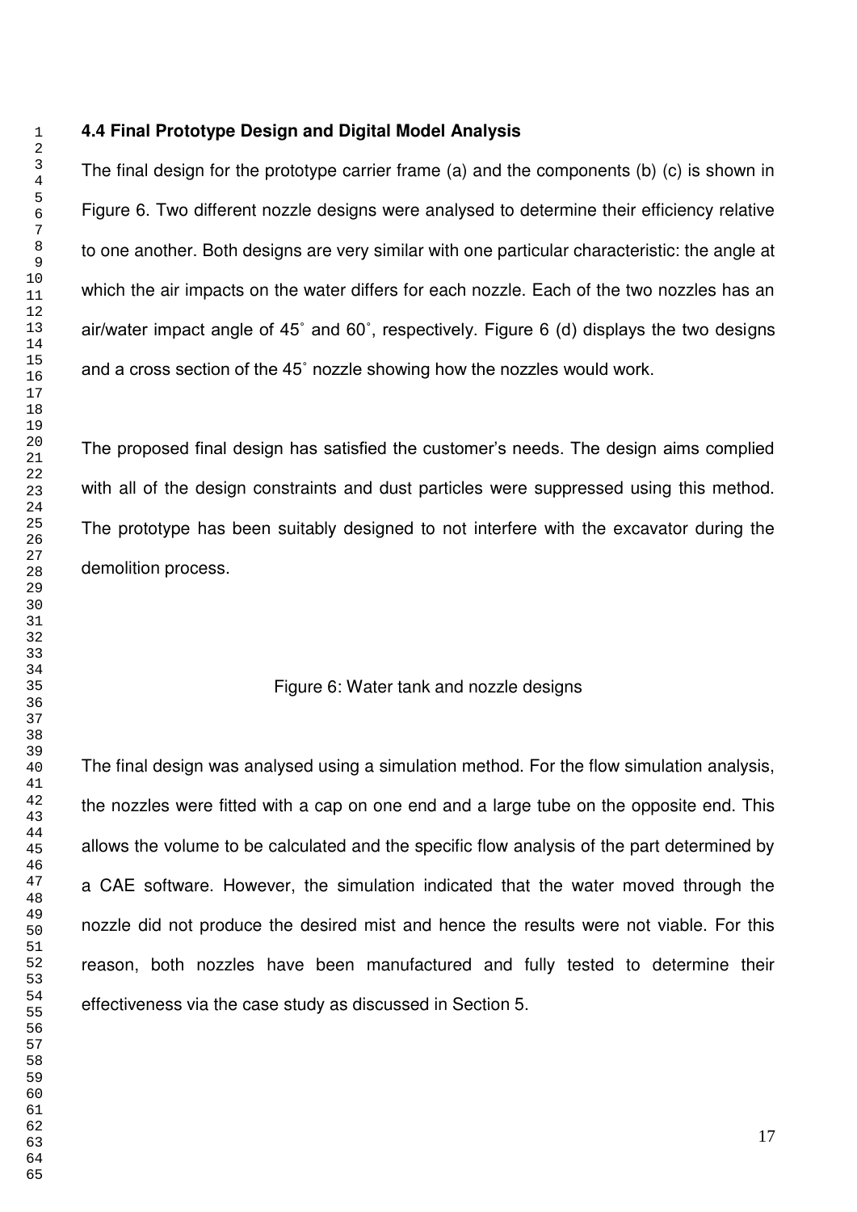### 4.4 Final Prototype Design and Digital Model Analysis

The final design for the prototype carrier frame (a) and the components (b) (c) is shown in Figure 6. Two different nozzle designs were analysed to determine their efficiency relative to one another. Both designs are very similar with one particular characteristic: the angle at which the air impacts on the water differs for each nozzle. Each of the two nozzles has an air/water impact angle of 45˚ and 60˚, respectively. Figure 6 (d) displays the two designs and a cross section of the 45˚ nozzle showing how the nozzles would work.

The proposed final design has satisfied the customer's needs. The design aims complied with all of the design constraints and dust particles were suppressed using this method. The prototype has been suitably designed to not interfere with the excavator during the demolition process.

Figure 6: Water tank and nozzle designs

The final design was analysed using a simulation method. For the flow simulation analysis, the nozzles were fitted with a cap on one end and a large tube on the opposite end. This allows the volume to be calculated and the specific flow analysis of the part determined by a CAE software. However, the simulation indicated that the water moved through the nozzle did not produce the desired mist and hence the results were not viable. For this reason, both nozzles have been manufactured and fully tested to determine their effectiveness via the case study as discussed in Section 5.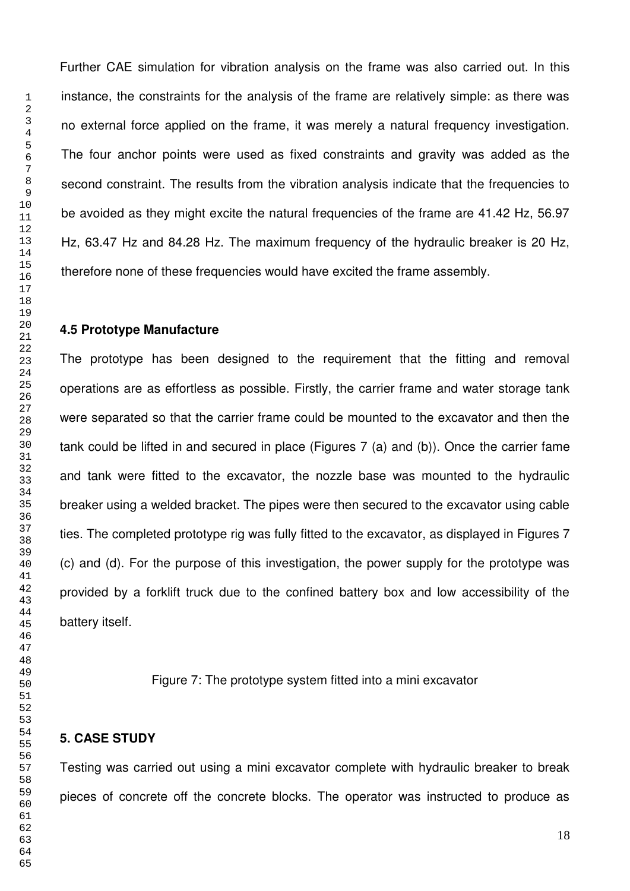Further CAE simulation for vibration analysis on the frame was also carried out. In this instance, the constraints for the analysis of the frame are relatively simple: as there was no external force applied on the frame, it was merely a natural frequency investigation. The four anchor points were used as fixed constraints and gravity was added as the second constraint. The results from the vibration analysis indicate that the frequencies to be avoided as they might excite the natural frequencies of the frame are 41.42 Hz, 56.97 Hz, 63.47 Hz and 84.28 Hz. The maximum frequency of the hydraulic breaker is 20 Hz, therefore none of these frequencies would have excited the frame assembly.

**4.5 Prototype Manufacture**

The prototype has been designed to the requirement that the fitting and removal operations are as effortless as possible. Firstly, the carrier frame and water storage tank were separated so that the carrier frame could be mounted to the excavator and then the tank could be lifted in and secured in place (Figures 7 (a) and (b)). Once the carrier fame and tank were fitted to the excavator, the nozzle base was mounted to the hydraulic breaker using a welded bracket. The pipes were then secured to the excavator using cable ties. The completed prototype rig was fully fitted to the excavator, as displayed in Figures 7 (c) and (d). For the purpose of this investigation, the power supply for the prototype was provided by a forklift truck due to the confined battery box and low accessibility of the battery itself.

Figure 7: The prototype system fitted into a mini excavator

**5. CASE STUDY**

Testing was carried out using a mini excavator complete with hydraulic breaker to break pieces of concrete off the concrete blocks. The operator was instructed to produce as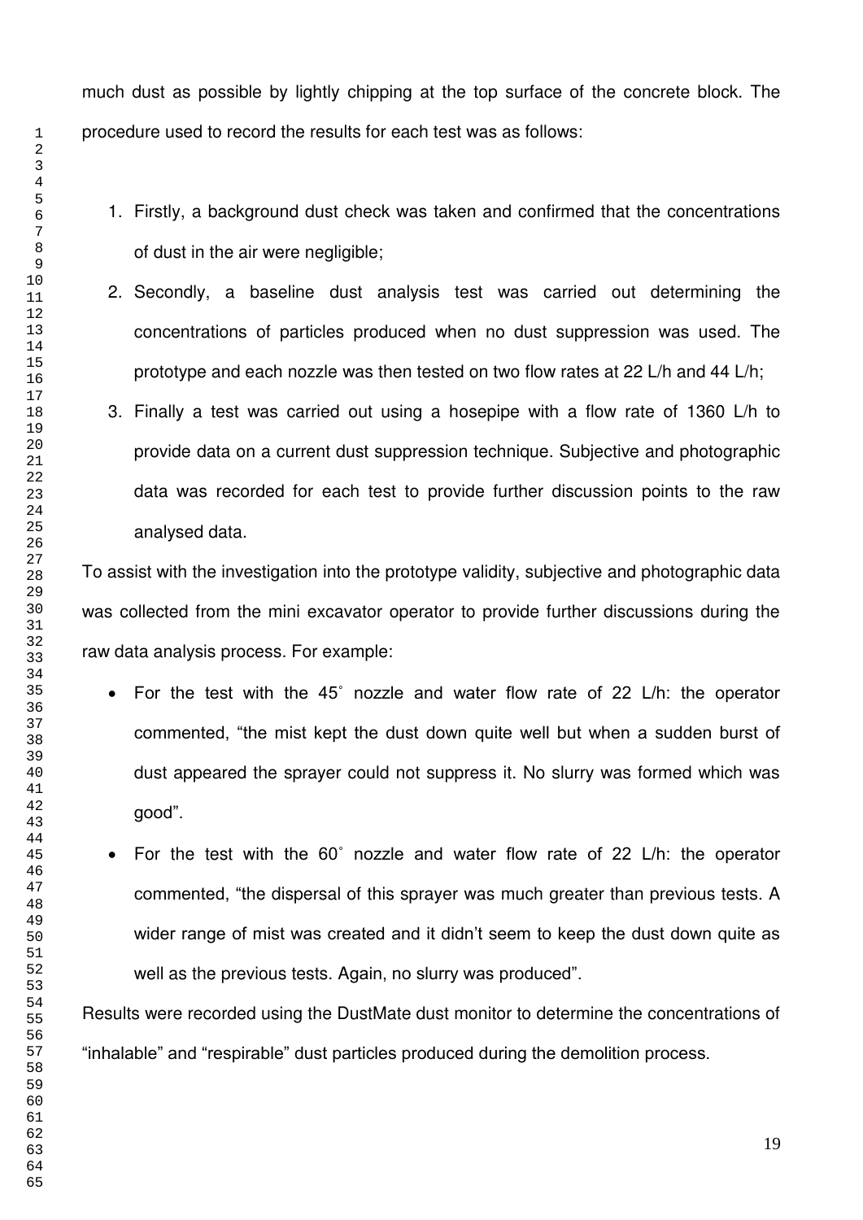much dust as possible by lightly chipping at the top surface of the concrete block. The procedure used to record the results for each test was as follows:

1. Firstly, a background dust check was taken and confirmed that the concentrations of dust in the air were negligible;
2. Secondly, a baseline dust analysis test was carried out determining the concentrations of particles produced when no dust suppression was used. The prototype and each nozzle was then tested on two flow rates at 22 L/h and 44 L/h;
3. Finally a test was carried out using a hosepipe with a flow rate of 1360 L/h to provide data on a current dust suppression technique. Subjective and photographic data was recorded for each test to provide further discussion points to the raw analysed data.

To assist with the investigation into the prototype validity, subjective and photographic data was collected from the mini excavator operator to provide further discussions during the raw data analysis process. For example:

- For the test with the 45˚ nozzle and water flow rate of 22 L/h: the operator commented, "the mist kept the dust down quite well but when a sudden burst of dust appeared the sprayer could not suppress it. No slurry was formed which was good".
- For the test with the 60˚ nozzle and water flow rate of 22 L/h: the operator commented, "the dispersal of this sprayer was much greater than previous tests. A wider range of mist was created and it didn't seem to keep the dust down quite as well as the previous tests. Again, no slurry was produced".

Results were recorded using the DustMate dust monitor to determine the concentrations of "inhalable" and "respirable" dust particles produced during the demolition process.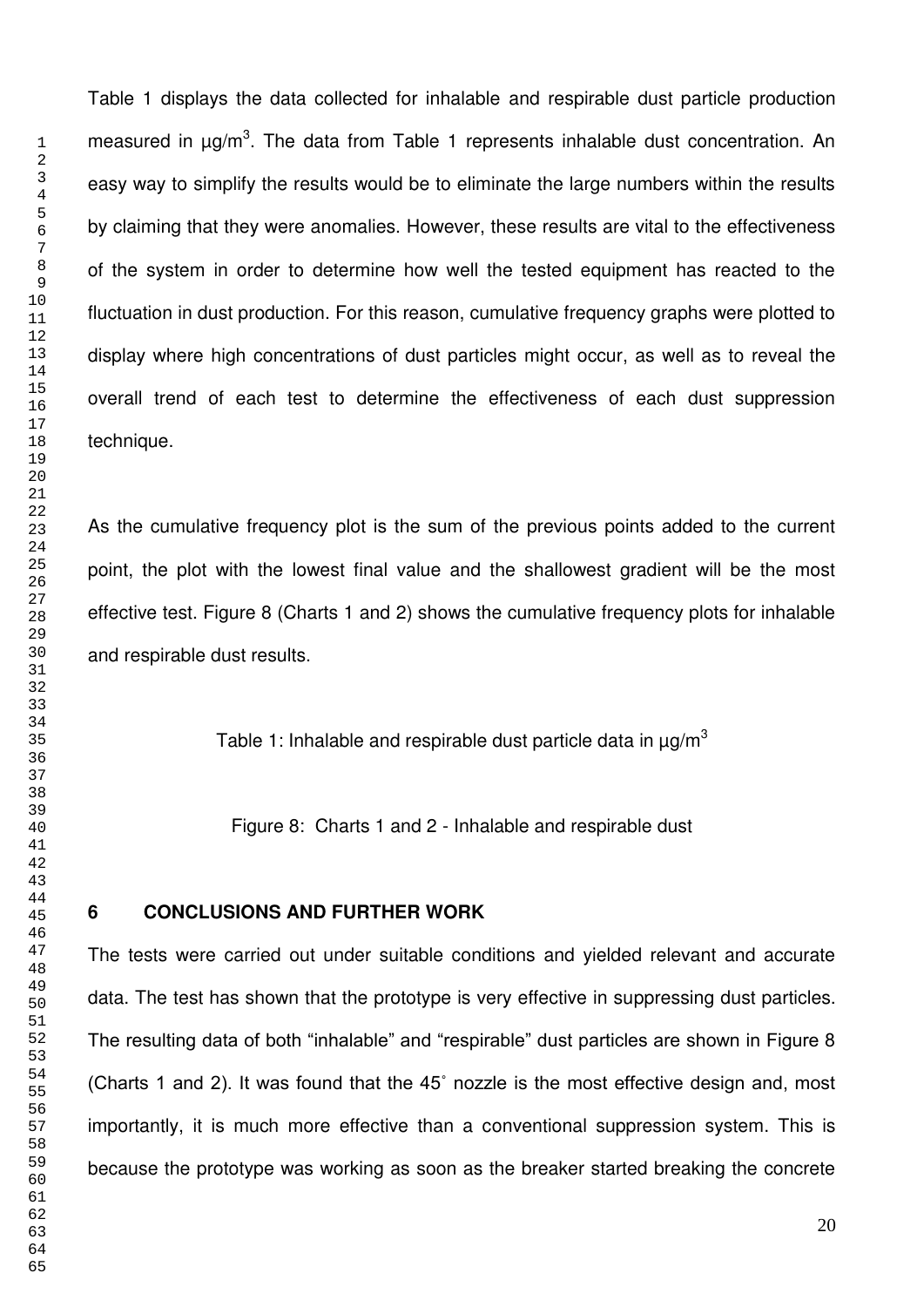Table 1 displays the data collected for inhalable and respirable dust particle production measured in µg/m$^3$. The data from Table 1 represents inhalable dust concentration. An easy way to simplify the results would be to eliminate the large numbers within the results by claiming that they were anomalies. However, these results are vital to the effectiveness of the system in order to determine how well the tested equipment has reacted to the fluctuation in dust production. For this reason, cumulative frequency graphs were plotted to display where high concentrations of dust particles might occur, as well as to reveal the overall trend of each test to determine the effectiveness of each dust suppression technique.

As the cumulative frequency plot is the sum of the previous points added to the current point, the plot with the lowest final value and the shallowest gradient will be the most effective test. Figure 8 (Charts 1 and 2) shows the cumulative frequency plots for inhalable and respirable dust results.

Table 1: Inhalable and respirable dust particle data in µg/m$^3$

Figure 8: Charts 1 and 2 - Inhalable and respirable dust

## 6 CONCLUSIONS AND FURTHER WORK

The tests were carried out under suitable conditions and yielded relevant and accurate data. The test has shown that the prototype is very effective in suppressing dust particles. The resulting data of both "inhalable" and "respirable" dust particles are shown in Figure 8 (Charts 1 and 2). It was found that the 45˚ nozzle is the most effective design and, most importantly, it is much more effective than a conventional suppression system. This is because the prototype was working as soon as the breaker started breaking the concrete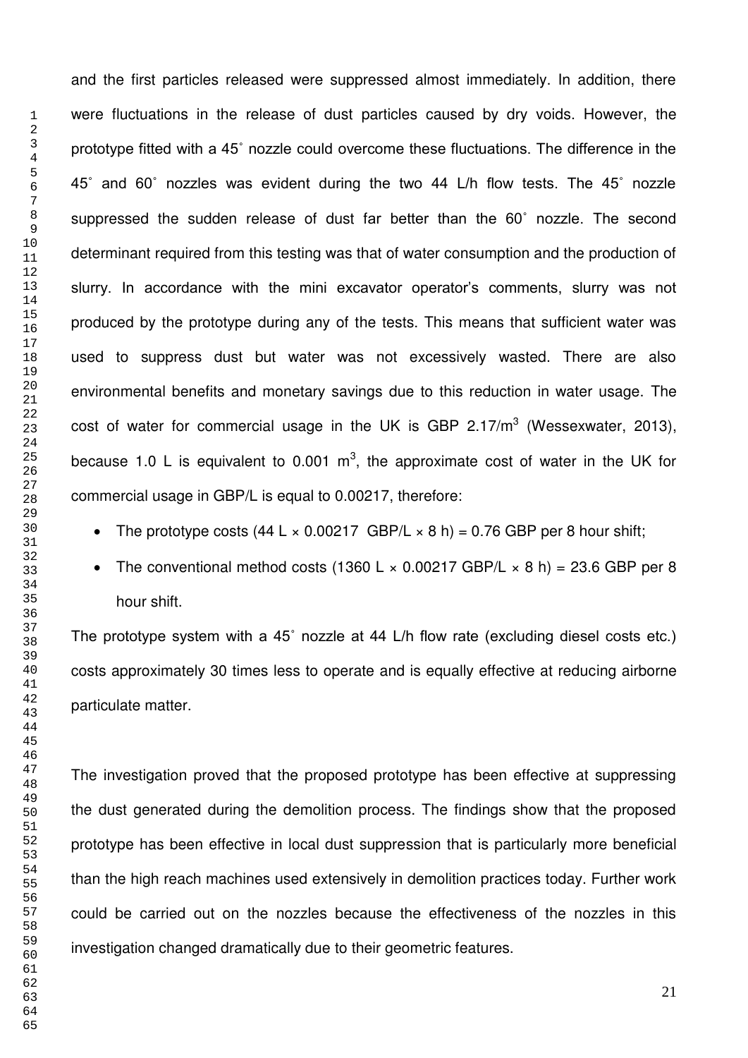and the first particles released were suppressed almost immediately. In addition, there were fluctuations in the release of dust particles caused by dry voids. However, the prototype fitted with a 45˚ nozzle could overcome these fluctuations. The difference in the 45˚ and 60˚ nozzles was evident during the two 44 L/h flow tests. The 45˚ nozzle suppressed the sudden release of dust far better than the 60˚ nozzle. The second determinant required from this testing was that of water consumption and the production of slurry. In accordance with the mini excavator operator's comments, slurry was not produced by the prototype during any of the tests. This means that sufficient water was used to suppress dust but water was not excessively wasted. There are also environmental benefits and monetary savings due to this reduction in water usage. The cost of water for commercial usage in the UK is GBP 2.17/$m^3$ (Wessexwater, 2013), because 1.0 L is equivalent to 0.001 $m^3$, the approximate cost of water in the UK for commercial usage in GBP/L is equal to 0.00217, therefore:

- The prototype costs (44 L × 0.00217 GBP/L × 8 h) = 0.76 GBP per 8 hour shift;
- The conventional method costs (1360 L × 0.00217 GBP/L × 8 h) = 23.6 GBP per 8 hour shift.

The prototype system with a 45˚ nozzle at 44 L/h flow rate (excluding diesel costs etc.) costs approximately 30 times less to operate and is equally effective at reducing airborne particulate matter.

The investigation proved that the proposed prototype has been effective at suppressing the dust generated during the demolition process. The findings show that the proposed prototype has been effective in local dust suppression that is particularly more beneficial than the high reach machines used extensively in demolition practices today. Further work could be carried out on the nozzles because the effectiveness of the nozzles in this investigation changed dramatically due to their geometric features.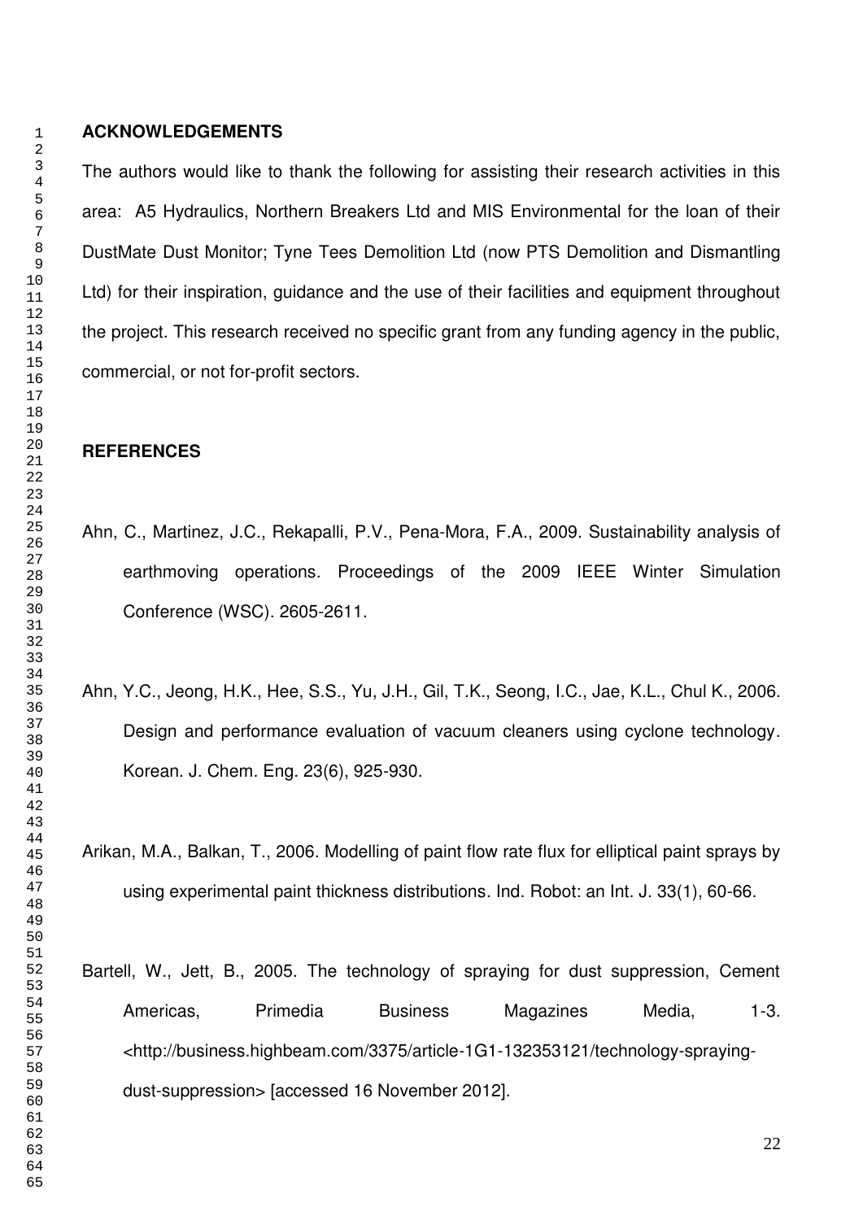## ACKNOWLEDGEMENTS

The authors would like to thank the following for assisting their research activities in this area: A5 Hydraulics, Northern Breakers Ltd and MIS Environmental for the loan of their DustMate Dust Monitor; Tyne Tees Demolition Ltd (now PTS Demolition and Dismantling Ltd) for their inspiration, guidance and the use of their facilities and equipment throughout the project. This research received no specific grant from any funding agency in the public, commercial, or not for-profit sectors.

## REFERENCES

Ahn, C., Martinez, J.C., Rekapalli, P.V., Pena-Mora, F.A., 2009. Sustainability analysis of earthmoving operations. Proceedings of the 2009 IEEE Winter Simulation Conference (WSC). 2605-2611.

Ahn, Y.C., Jeong, H.K., Hee, S.S., Yu, J.H., Gil, T.K., Seong, I.C., Jae, K.L., Chul K., 2006. Design and performance evaluation of vacuum cleaners using cyclone technology. Korean. J. Chem. Eng. 23(6), 925-930.

Arikan, M.A., Balkan, T., 2006. Modelling of paint flow rate flux for elliptical paint sprays by using experimental paint thickness distributions. Ind. Robot: an Int. J. 33(1), 60-66.

Bartell, W., Jett, B., 2005. The technology of spraying for dust suppression, Cement Americas, Primedia Business Magazines Media, 1-3. <http://business.highbeam.com/3375/article-1G1-132353121/technology-spraying-dust-suppression> [accessed 16 November 2012].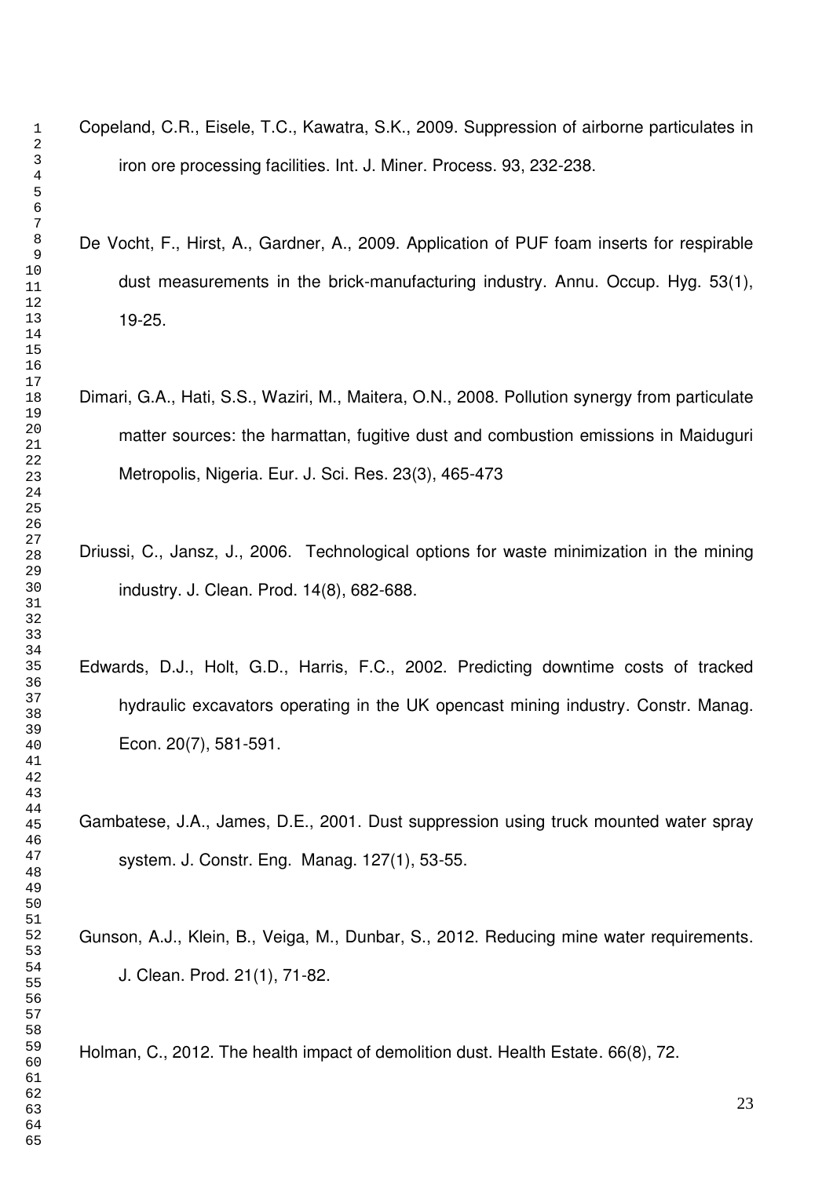Copeland, C.R., Eisele, T.C., Kawatra, S.K., 2009. Suppression of airborne particulates in iron ore processing facilities. Int. J. Miner. Process. 93, 232-238.

De Vocht, F., Hirst, A., Gardner, A., 2009. Application of PUF foam inserts for respirable dust measurements in the brick-manufacturing industry. Annu. Occup. Hyg. 53(1), 19-25.

Dimari, G.A., Hati, S.S., Waziri, M., Maitera, O.N., 2008. Pollution synergy from particulate matter sources: the harmattan, fugitive dust and combustion emissions in Maiduguri Metropolis, Nigeria. Eur. J. Sci. Res. 23(3), 465-473

Driussi, C., Jansz, J., 2006. Technological options for waste minimization in the mining industry. J. Clean. Prod. 14(8), 682-688.

Edwards, D.J., Holt, G.D., Harris, F.C., 2002. Predicting downtime costs of tracked hydraulic excavators operating in the UK opencast mining industry. Constr. Manag. Econ. 20(7), 581-591.

Gambatese, J.A., James, D.E., 2001. Dust suppression using truck mounted water spray system. J. Constr. Eng. Manag. 127(1), 53-55.

Gunson, A.J., Klein, B., Veiga, M., Dunbar, S., 2012. Reducing mine water requirements. J. Clean. Prod. 21(1), 71-82.

Holman, C., 2012. The health impact of demolition dust. Health Estate. 66(8), 72.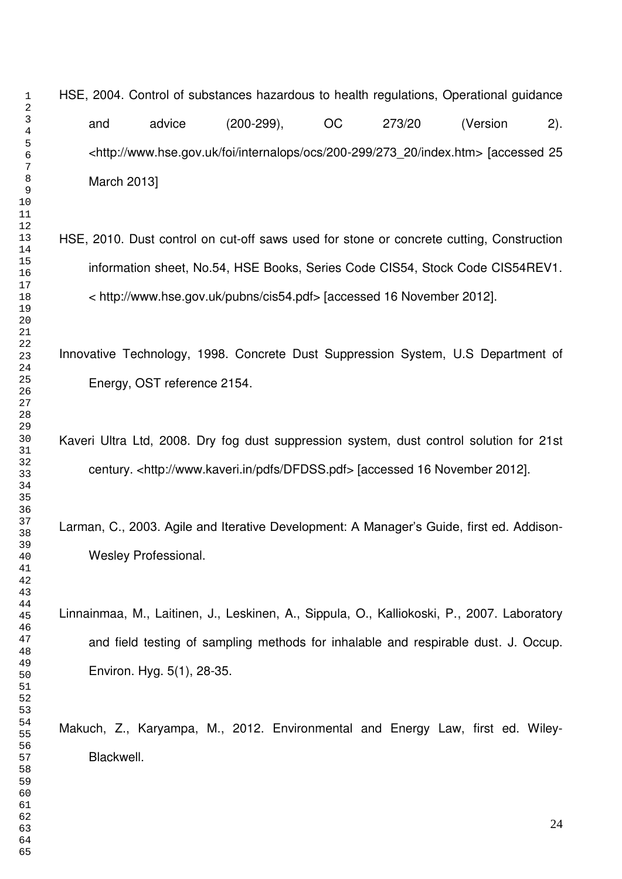HSE, 2004. Control of substances hazardous to health regulations, Operational guidance and advice (200-299), OC 273/20 (Version 2). <http://www.hse.gov.uk/foi/internalops/ocs/200-299/273_20/index.htm> [accessed 25 March 2013]

HSE, 2010. Dust control on cut-off saws used for stone or concrete cutting, Construction information sheet, No.54, HSE Books, Series Code CIS54, Stock Code CIS54REV1. < http://www.hse.gov.uk/pubns/cis54.pdf> [accessed 16 November 2012].

Innovative Technology, 1998. Concrete Dust Suppression System, U.S Department of Energy, OST reference 2154.

Kaveri Ultra Ltd, 2008. Dry fog dust suppression system, dust control solution for 21st century. <http://www.kaveri.in/pdfs/DFDSS.pdf> [accessed 16 November 2012].

Larman, C., 2003. Agile and Iterative Development: A Manager's Guide, first ed. Addison-Wesley Professional.

Linnainmaa, M., Laitinen, J., Leskinen, A., Sippula, O., Kalliokoski, P., 2007. Laboratory and field testing of sampling methods for inhalable and respirable dust. J. Occup. Environ. Hyg. 5(1), 28-35.

Makuch, Z., Karyampa, M., 2012. Environmental and Energy Law, first ed. Wiley-Blackwell.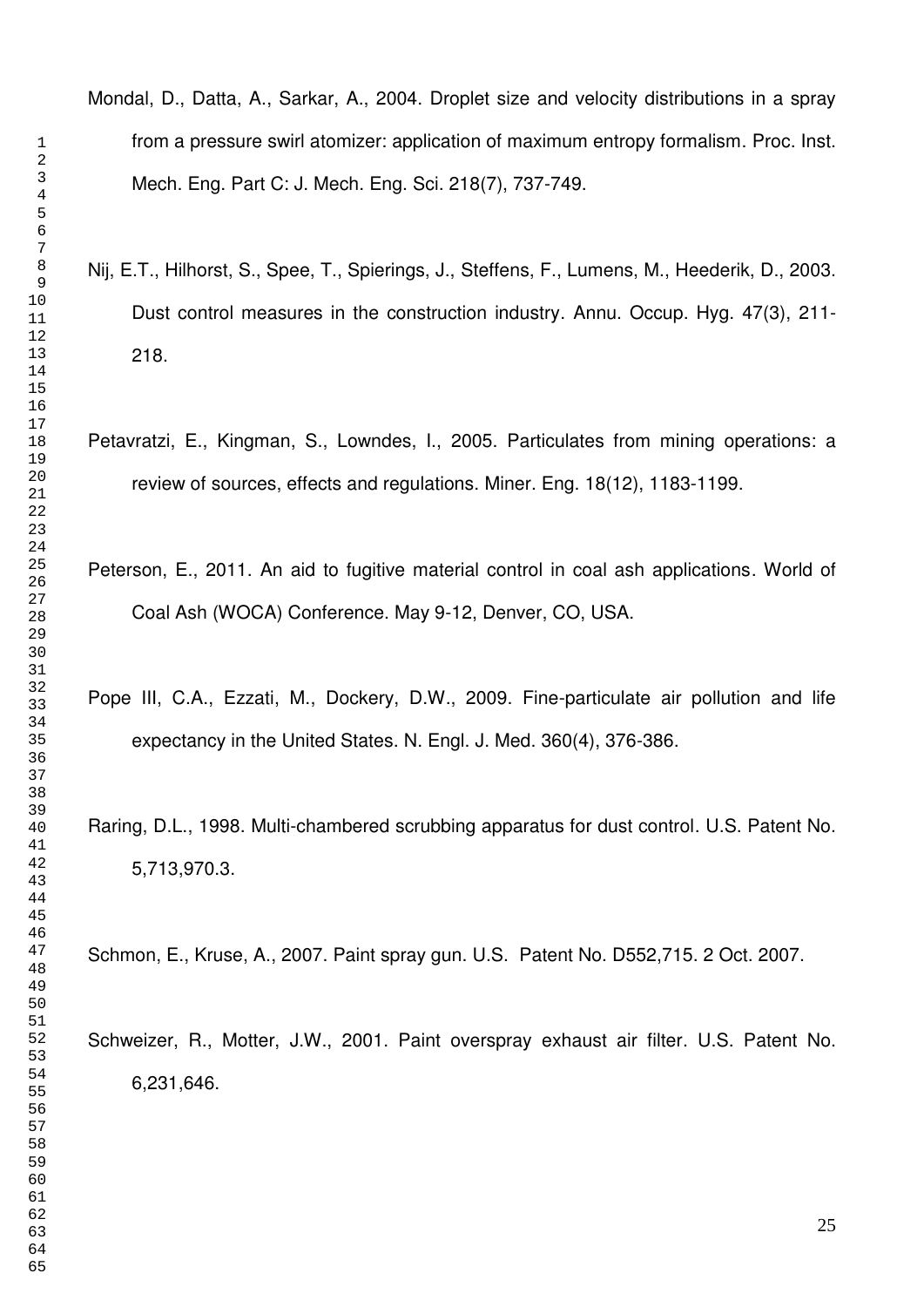Mondal, D., Datta, A., Sarkar, A., 2004. Droplet size and velocity distributions in a spray from a pressure swirl atomizer: application of maximum entropy formalism. Proc. Inst. Mech. Eng. Part C: J. Mech. Eng. Sci. 218(7), 737-749.

Nij, E.T., Hilhorst, S., Spee, T., Spierings, J., Steffens, F., Lumens, M., Heederik, D., 2003. Dust control measures in the construction industry. Annu. Occup. Hyg. 47(3), 211-218.

Petavratzi, E., Kingman, S., Lowndes, I., 2005. Particulates from mining operations: a review of sources, effects and regulations. Miner. Eng. 18(12), 1183-1199.

Peterson, E., 2011. An aid to fugitive material control in coal ash applications. World of Coal Ash (WOCA) Conference. May 9-12, Denver, CO, USA.

Pope III, C.A., Ezzati, M., Dockery, D.W., 2009. Fine-particulate air pollution and life expectancy in the United States. N. Engl. J. Med. 360(4), 376-386.

Raring, D.L., 1998. Multi-chambered scrubbing apparatus for dust control. U.S. Patent No. 5,713,970.3.

Schmon, E., Kruse, A., 2007. Paint spray gun. U.S. Patent No. D552,715. 2 Oct. 2007.

Schweizer, R., Motter, J.W., 2001. Paint overspray exhaust air filter. U.S. Patent No. 6,231,646.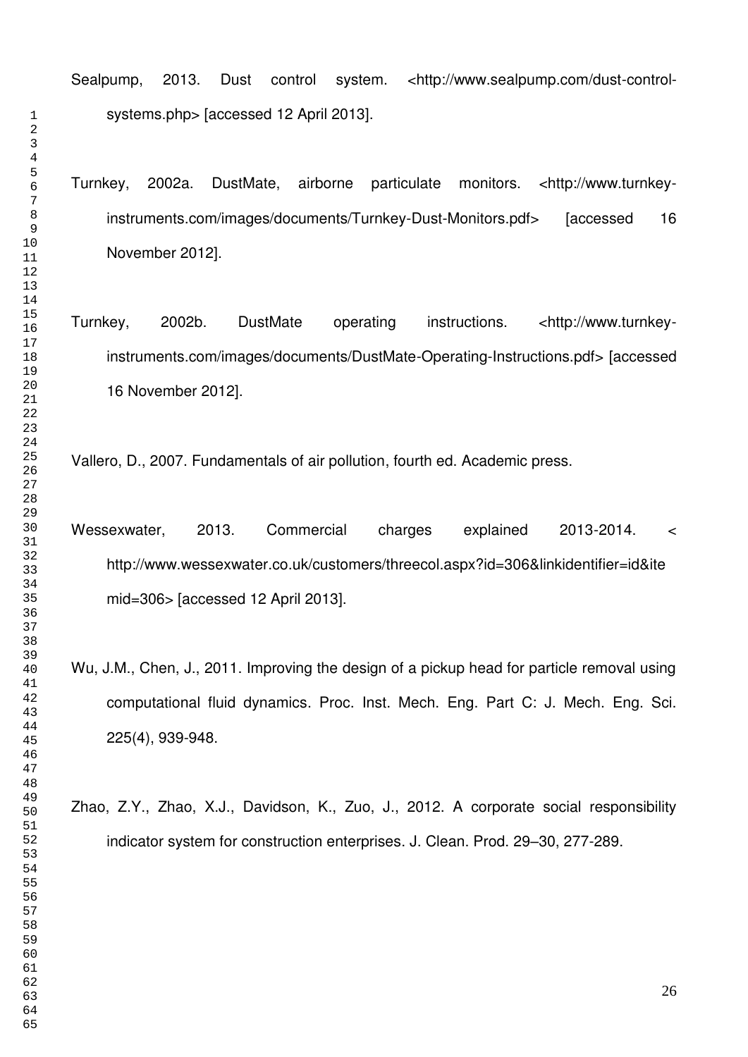Sealpump, 2013. Dust control system. <http://www.sealpump.com/dust-control-systems.php> [accessed 12 April 2013].

Turnkey, 2002a. DustMate, airborne particulate monitors. <http://www.turnkey-instruments.com/images/documents/Turnkey-Dust-Monitors.pdf> [accessed 16 November 2012].

Turnkey, 2002b. DustMate operating instructions. <http://www.turnkey-instruments.com/images/documents/DustMate-Operating-Instructions.pdf> [accessed 16 November 2012].

Vallero, D., 2007. Fundamentals of air pollution, fourth ed. Academic press.

Wessexwater, 2013. Commercial charges explained 2013-2014. < http://www.wessexwater.co.uk/customers/threecol.aspx?id=306&linkidentifier=id&itemid=306> [accessed 12 April 2013].

Wu, J.M., Chen, J., 2011. Improving the design of a pickup head for particle removal using computational fluid dynamics. Proc. Inst. Mech. Eng. Part C: J. Mech. Eng. Sci. 225(4), 939-948.

Zhao, Z.Y., Zhao, X.J., Davidson, K., Zuo, J., 2012. A corporate social responsibility indicator system for construction enterprises. J. Clean. Prod. 29–30, 277-289.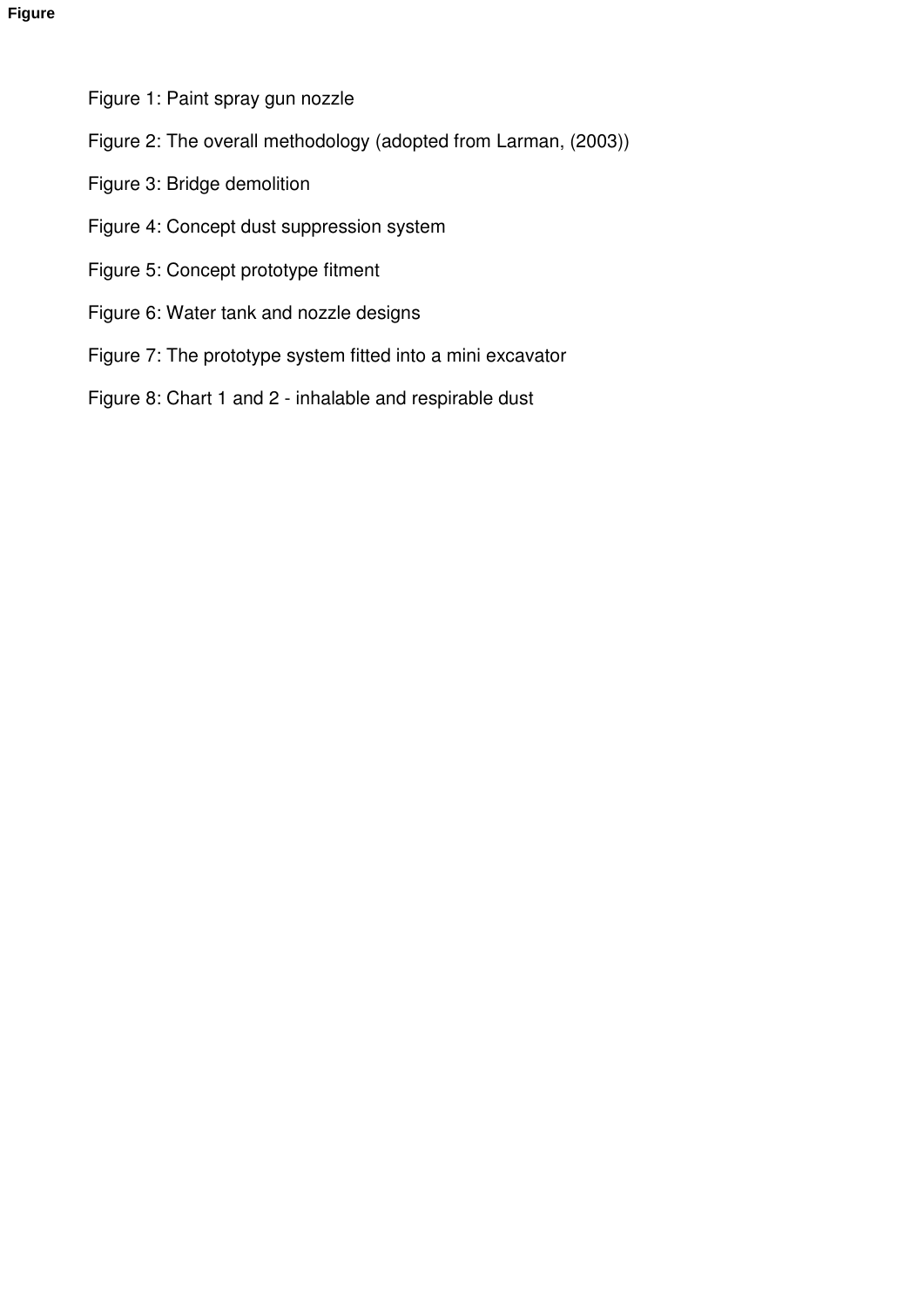**Figure**

Figure 1: Paint spray gun nozzle

Figure 2: The overall methodology (adopted from Larman, (2003))

Figure 3: Bridge demolition

Figure 4: Concept dust suppression system

Figure 5: Concept prototype fitment

Figure 6: Water tank and nozzle designs

Figure 7: The prototype system fitted into a mini excavator

Figure 8: Chart 1 and 2 - inhalable and respirable dust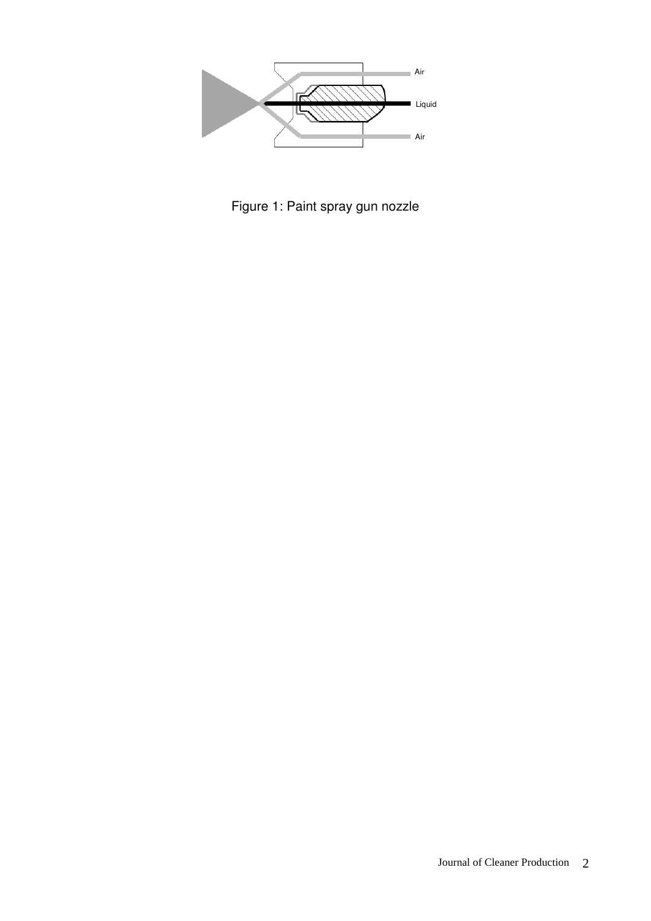Figure 1: Paint spray gun nozzle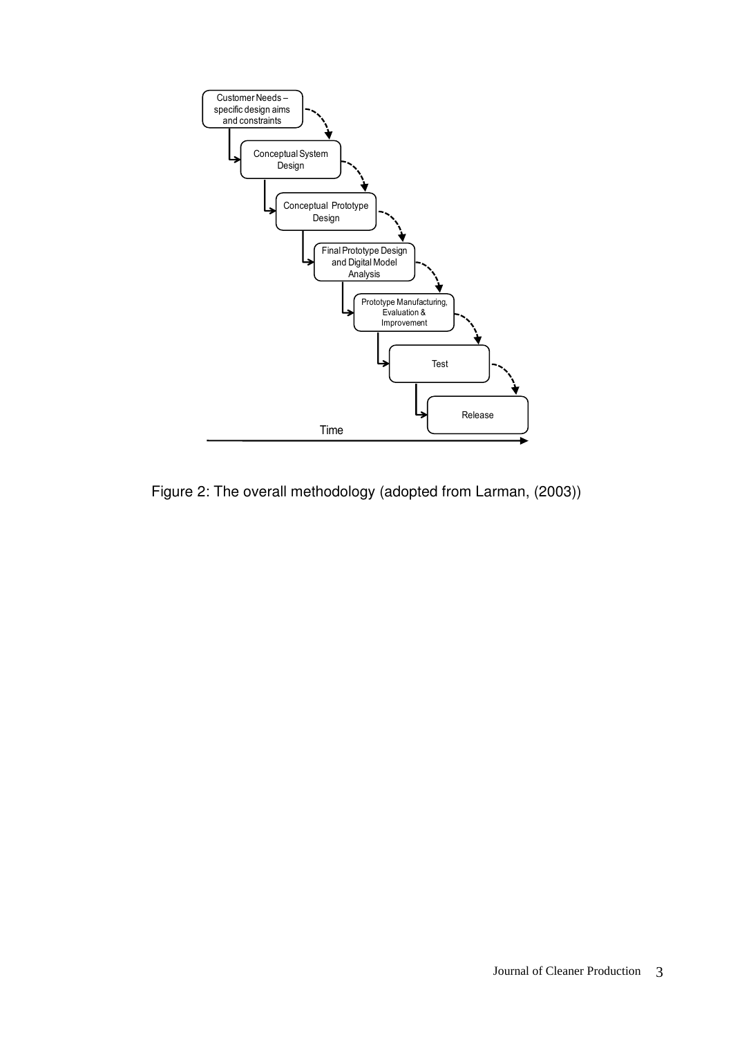Customer Needs – specific design aims and constraints

Conceptual System Design

Conceptual Prototype Design

Final Prototype Design and Digital Model Analysis

Prototype Manufacturing, Evaluation & Improvement

Test

Release

Time

Figure 2: The overall methodology (adopted from Larman, (2003))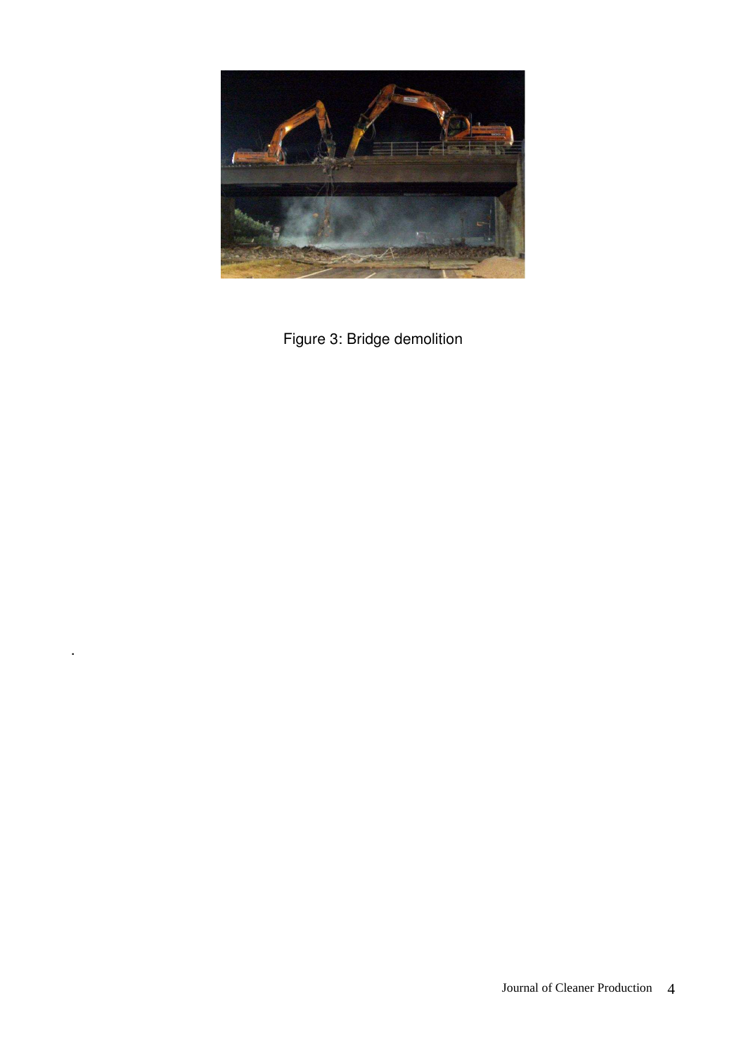Figure 3: Bridge demolition

.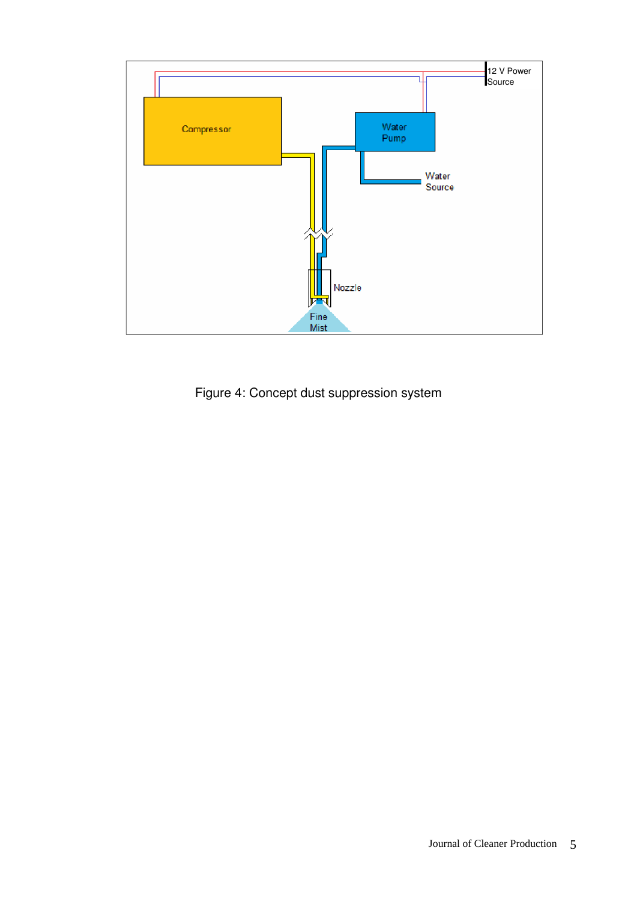Figure 4: Concept dust suppression system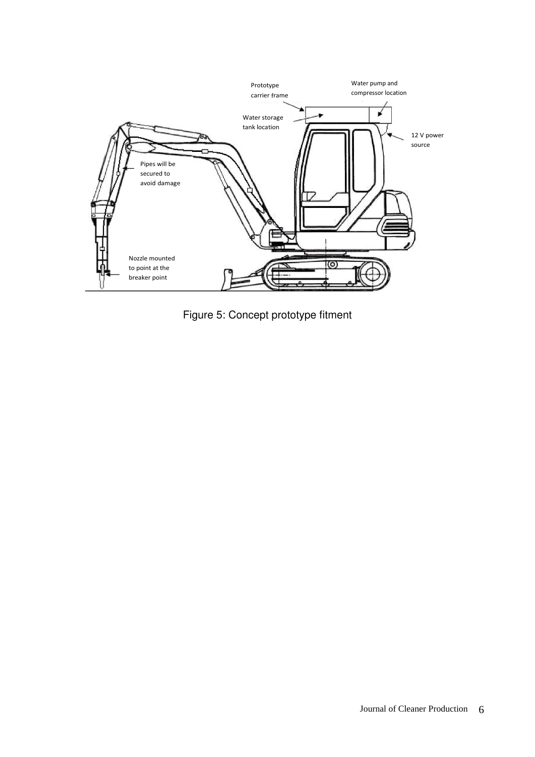Figure 5: Concept prototype fitment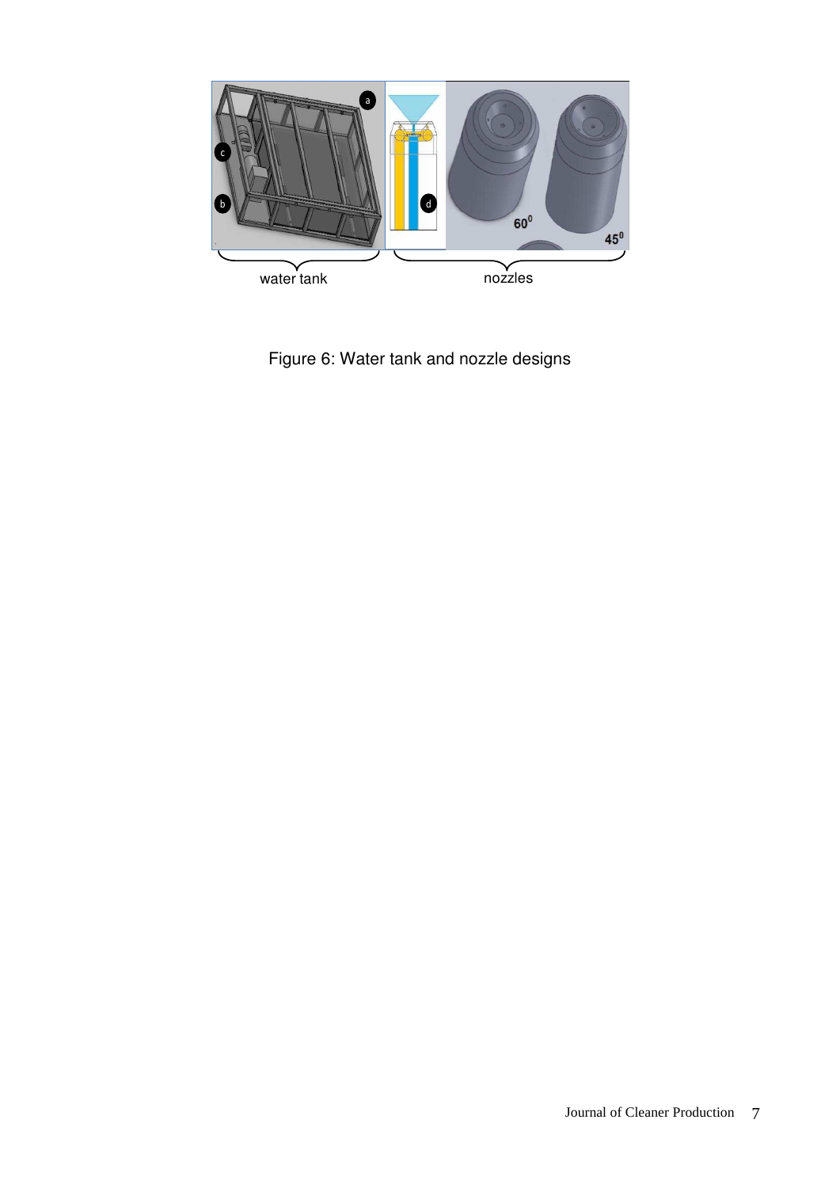Figure 6: Water tank and nozzle designs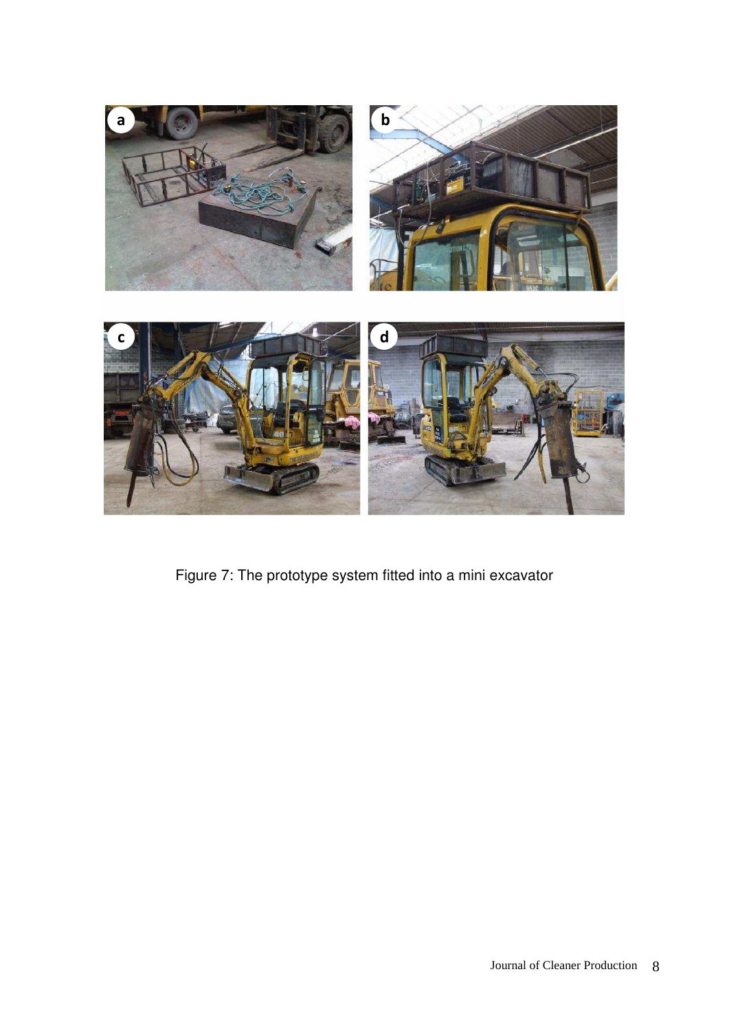Figure 7: The prototype system fitted into a mini excavator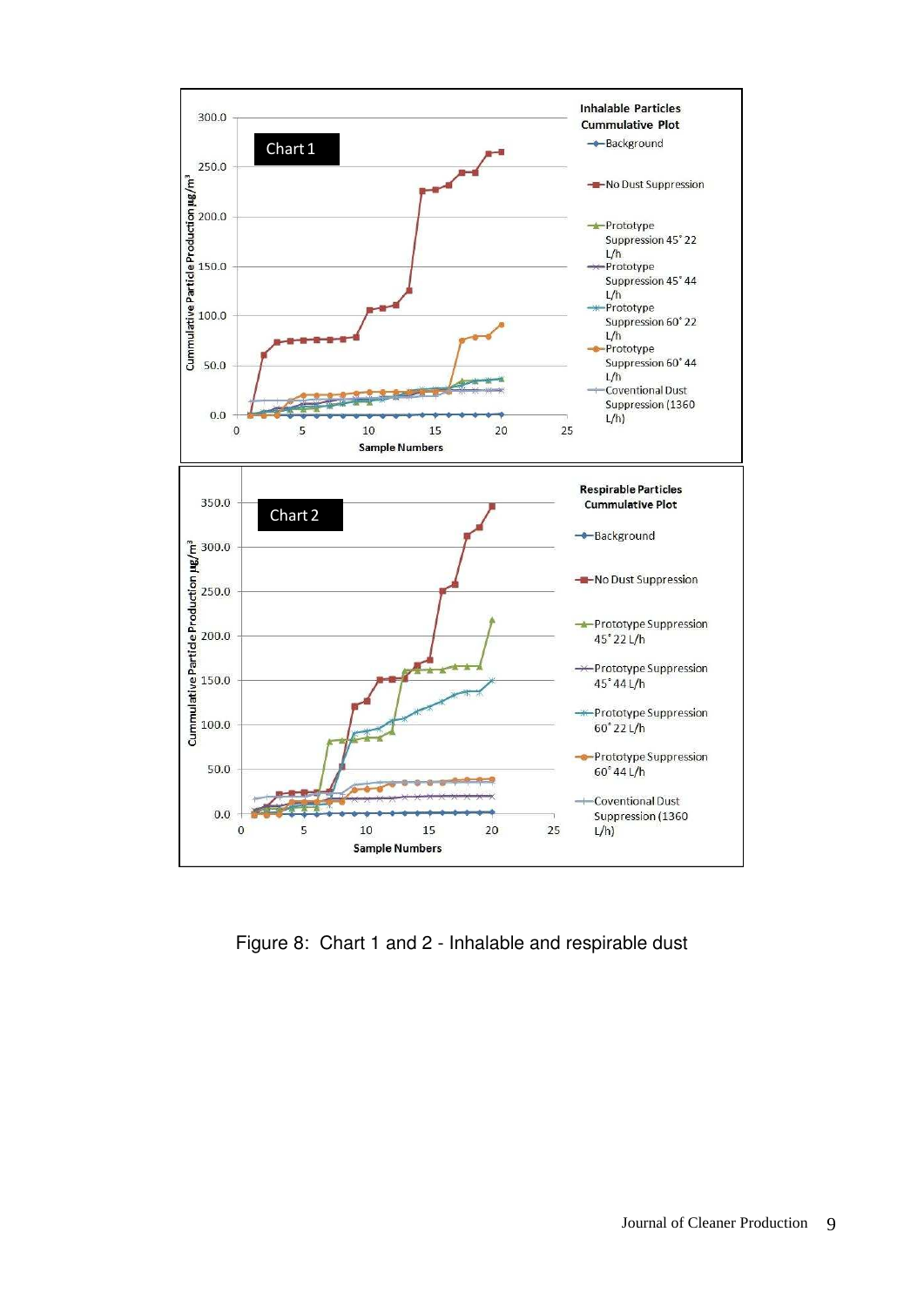Figure 8: Chart 1 and 2 - Inhalable and respirable dust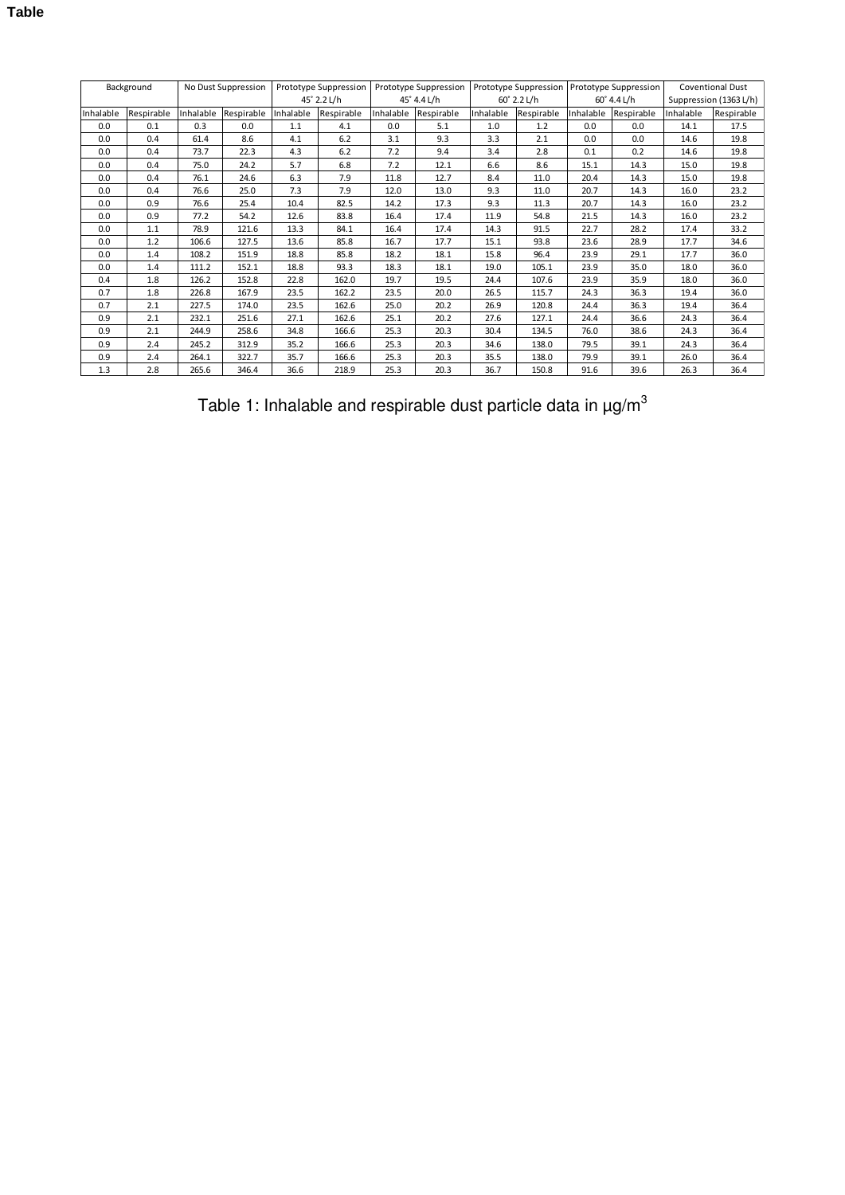**Table**

| Background | | No Dust Suppression | | Prototype Suppression 45˚ 2.2 L/h | | Prototype Suppression 45˚ 4.4 L/h | | Prototype Suppression 60˚ 2.2 L/h | | Prototype Suppression 60˚ 4.4 L/h | | Coventional Dust Suppression (1363 L/h) | |
|---|---|---|---|---|---|---|---|---|---|---|---|---|---|
| Inhalable | Respirable | Inhalable | Respirable | Inhalable | Respirable | Inhalable | Respirable | Inhalable | Respirable | Inhalable | Respirable | Inhalable | Respirable |
| 0.0 | 0.1 | 0.3 | 0.0 | 1.1 | 4.1 | 0.0 | 5.1 | 1.0 | 1.2 | 0.0 | 0.0 | 14.1 | 17.5 |
| 0.0 | 0.4 | 61.4 | 8.6 | 4.1 | 6.2 | 3.1 | 9.3 | 3.3 | 2.1 | 0.0 | 0.0 | 14.6 | 19.8 |
| 0.0 | 0.4 | 73.7 | 22.3 | 4.3 | 6.2 | 7.2 | 9.4 | 3.4 | 2.8 | 0.1 | 0.2 | 14.6 | 19.8 |
| 0.0 | 0.4 | 75.0 | 24.2 | 5.7 | 6.8 | 7.2 | 12.1 | 6.6 | 8.6 | 15.1 | 14.3 | 15.0 | 19.8 |
| 0.0 | 0.4 | 76.1 | 24.6 | 6.3 | 7.9 | 11.8 | 12.7 | 8.4 | 11.0 | 20.4 | 14.3 | 15.0 | 19.8 |
| 0.0 | 0.4 | 76.6 | 25.0 | 7.3 | 7.9 | 12.0 | 13.0 | 9.3 | 11.0 | 20.7 | 14.3 | 16.0 | 23.2 |
| 0.0 | 0.9 | 76.6 | 25.4 | 10.4 | 82.5 | 14.2 | 17.3 | 9.3 | 11.3 | 20.7 | 14.3 | 16.0 | 23.2 |
| 0.0 | 0.9 | 77.2 | 54.2 | 12.6 | 83.8 | 16.4 | 17.4 | 11.9 | 54.8 | 21.5 | 14.3 | 16.0 | 23.2 |
| 0.0 | 1.1 | 78.9 | 121.6 | 13.3 | 84.1 | 16.4 | 17.4 | 14.3 | 91.5 | 22.7 | 28.2 | 17.4 | 33.2 |
| 0.0 | 1.2 | 106.6 | 127.5 | 13.6 | 85.8 | 16.7 | 17.7 | 15.1 | 93.8 | 23.6 | 28.9 | 17.7 | 34.6 |
| 0.0 | 1.4 | 108.2 | 151.9 | 18.8 | 85.8 | 18.2 | 18.1 | 15.8 | 96.4 | 23.9 | 29.1 | 17.7 | 36.0 |
| 0.0 | 1.4 | 111.2 | 152.1 | 18.8 | 93.3 | 18.3 | 18.1 | 19.0 | 105.1 | 23.9 | 35.0 | 18.0 | 36.0 |
| 0.4 | 1.8 | 126.2 | 152.8 | 22.8 | 162.0 | 19.7 | 19.5 | 24.4 | 107.6 | 23.9 | 35.9 | 18.0 | 36.0 |
| 0.7 | 1.8 | 226.8 | 167.9 | 23.5 | 162.2 | 23.5 | 20.0 | 26.5 | 115.7 | 24.3 | 36.3 | 19.4 | 36.0 |
| 0.7 | 2.1 | 227.5 | 174.0 | 23.5 | 162.6 | 25.0 | 20.2 | 26.9 | 120.8 | 24.4 | 36.3 | 19.4 | 36.4 |
| 0.9 | 2.1 | 232.1 | 251.6 | 27.1 | 162.6 | 25.1 | 20.2 | 27.6 | 127.1 | 24.4 | 36.6 | 24.3 | 36.4 |
| 0.9 | 2.1 | 244.9 | 258.6 | 34.8 | 166.6 | 25.3 | 20.3 | 30.4 | 134.5 | 76.0 | 38.6 | 24.3 | 36.4 |
| 0.9 | 2.4 | 245.2 | 312.9 | 35.2 | 166.6 | 25.3 | 20.3 | 34.6 | 138.0 | 79.5 | 39.1 | 24.3 | 36.4 |
| 0.9 | 2.4 | 264.1 | 322.7 | 35.7 | 166.6 | 25.3 | 20.3 | 35.5 | 138.0 | 79.9 | 39.1 | 26.0 | 36.4 |
| 1.3 | 2.8 | 265.6 | 346.4 | 36.6 | 218.9 | 25.3 | 20.3 | 36.7 | 150.8 | 91.6 | 39.6 | 26.3 | 36.4 |

Table 1: Inhalable and respirable dust particle data in $\mu g/m^3$